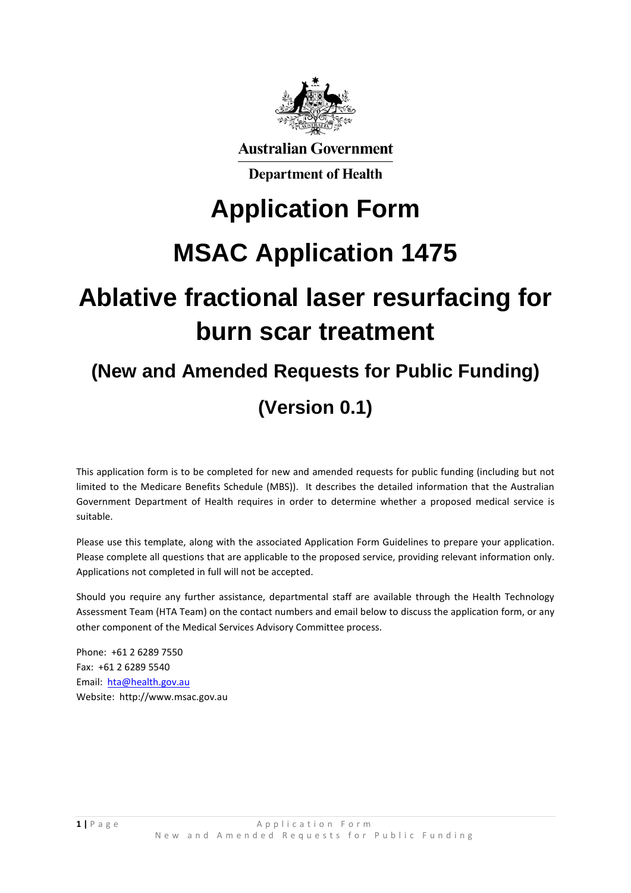Australian Government

Department of Health

# Application Form

# MSAC Application 1475

# Ablative fractional laser resurfacing for burn scar treatment

## (New and Amended Requests for Public Funding)

## (Version 0.1)

This application form is to be completed for new and amended requests for public funding (including but not limited to the Medicare Benefits Schedule (MBS)). It describes the detailed information that the Australian Government Department of Health requires in order to determine whether a proposed medical service is suitable.

Please use this template, along with the associated Application Form Guidelines to prepare your application. Please complete all questions that are applicable to the proposed service, providing relevant information only. Applications not completed in full will not be accepted.

Should you require any further assistance, departmental staff are available through the Health Technology Assessment Team (HTA Team) on the contact numbers and email below to discuss the application form, or any other component of the Medical Services Advisory Committee process.

Phone: +61 2 6289 7550
Fax: +61 2 6289 5540
Email: hta@health.gov.au
Website: http://www.msac.gov.au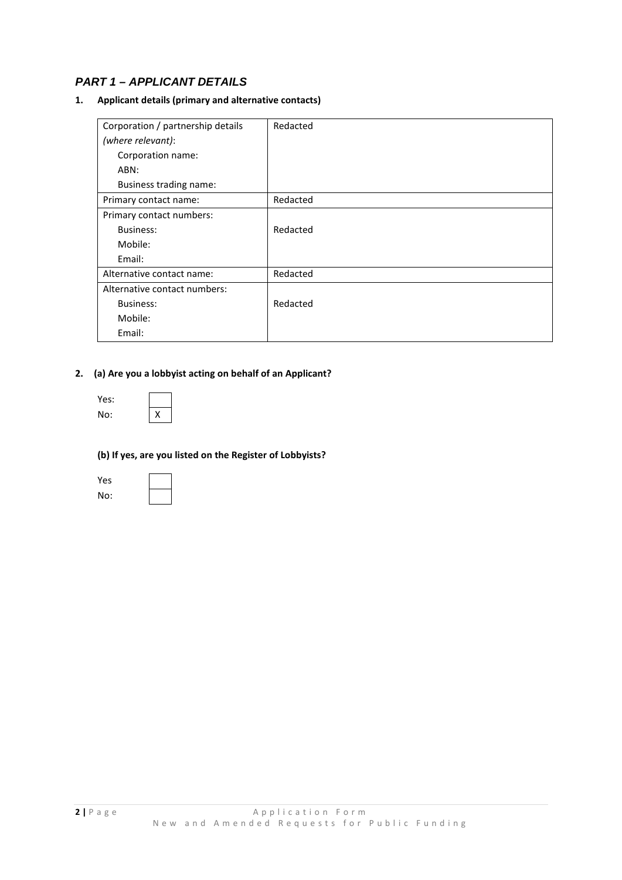## *PART 1 – APPLICANT DETAILS*

**1. Applicant details (primary and alternative contacts)**

| | |
|---|---|
| Corporation / partnership details *(where relevant)*:<br>Corporation name:<br>ABN:<br>Business trading name: | Redacted |
| Primary contact name: | Redacted |
| Primary contact numbers:<br>Business:<br>Mobile:<br>Email: | Redacted |
| Alternative contact name: | Redacted |
| Alternative contact numbers:<br>Business:<br>Mobile:<br>Email: | Redacted |

**2. (a) Are you a lobbyist acting on behalf of an Applicant?**

| | |
|---|---|
| Yes: | |
| No: | X |

**(b) If yes, are you listed on the Register of Lobbyists?**

| | |
|---|---|
| Yes | |
| No: | |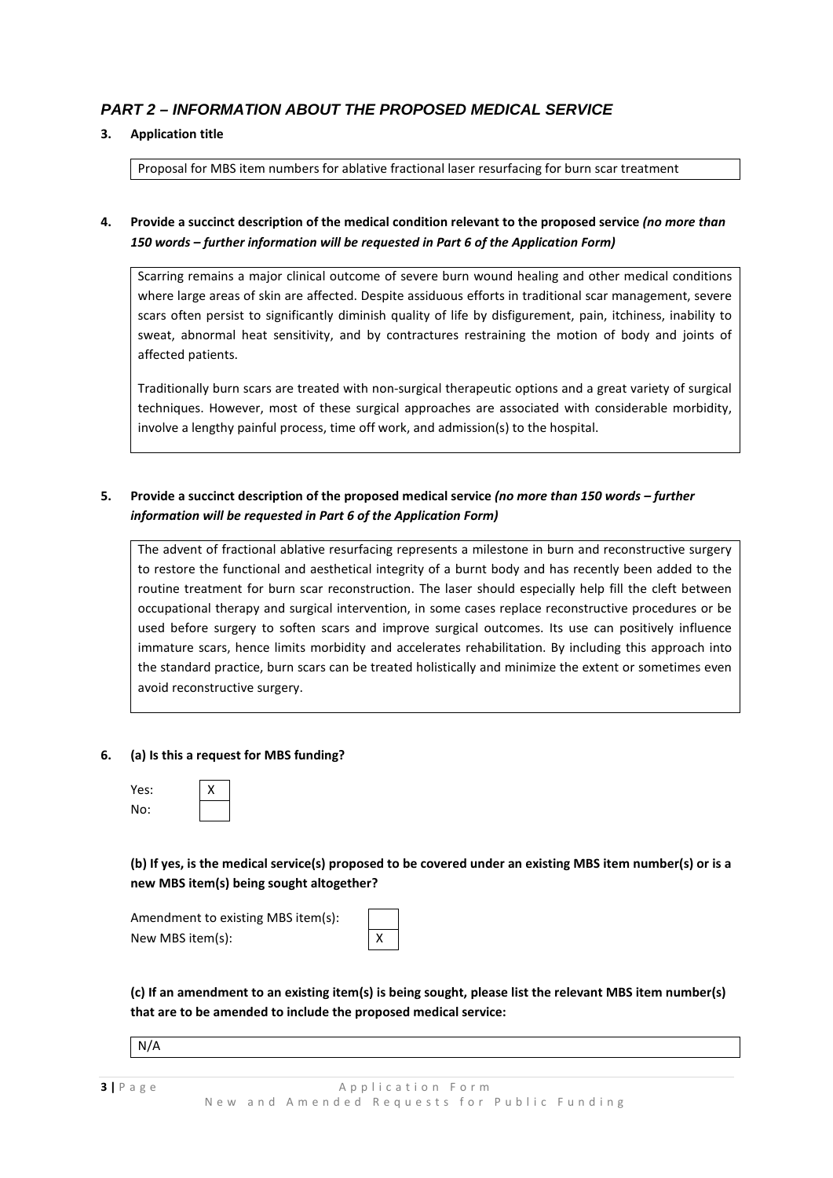## *PART 2 – INFORMATION ABOUT THE PROPOSED MEDICAL SERVICE*

**3. Application title**

Proposal for MBS item numbers for ablative fractional laser resurfacing for burn scar treatment

**4. Provide a succinct description of the medical condition relevant to the proposed service *(no more than 150 words – further information will be requested in Part 6 of the Application Form)***

Scarring remains a major clinical outcome of severe burn wound healing and other medical conditions where large areas of skin are affected. Despite assiduous efforts in traditional scar management, severe scars often persist to significantly diminish quality of life by disfigurement, pain, itchiness, inability to sweat, abnormal heat sensitivity, and by contractures restraining the motion of body and joints of affected patients.

Traditionally burn scars are treated with non-surgical therapeutic options and a great variety of surgical techniques. However, most of these surgical approaches are associated with considerable morbidity, involve a lengthy painful process, time off work, and admission(s) to the hospital.

**5. Provide a succinct description of the proposed medical service *(no more than 150 words – further information will be requested in Part 6 of the Application Form)***

The advent of fractional ablative resurfacing represents a milestone in burn and reconstructive surgery to restore the functional and aesthetical integrity of a burnt body and has recently been added to the routine treatment for burn scar reconstruction. The laser should especially help fill the cleft between occupational therapy and surgical intervention, in some cases replace reconstructive procedures or be used before surgery to soften scars and improve surgical outcomes. Its use can positively influence immature scars, hence limits morbidity and accelerates rehabilitation. By including this approach into the standard practice, burn scars can be treated holistically and minimize the extent or sometimes even avoid reconstructive surgery.

**6. (a) Is this a request for MBS funding?**

| | |
|---|---|
| Yes: | X |
| No: | |

**(b) If yes, is the medical service(s) proposed to be covered under an existing MBS item number(s) or is a new MBS item(s) being sought altogether?**

| | |
|---|---|
| Amendment to existing MBS item(s): | |
| New MBS item(s): | X |

**(c) If an amendment to an existing item(s) is being sought, please list the relevant MBS item number(s) that are to be amended to include the proposed medical service:**

N/A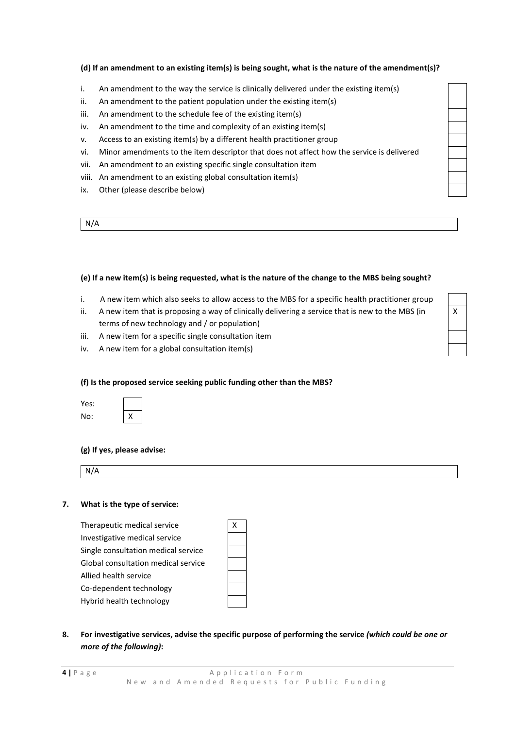**(d) If an amendment to an existing item(s) is being sought, what is the nature of the amendment(s)?**

| | | |
|---|---|---|
| i. | An amendment to the way the service is clinically delivered under the existing item(s) | |
| ii. | An amendment to the patient population under the existing item(s) | |
| iii. | An amendment to the schedule fee of the existing item(s) | |
| iv. | An amendment to the time and complexity of an existing item(s) | |
| v. | Access to an existing item(s) by a different health practitioner group | |
| vi. | Minor amendments to the item descriptor that does not affect how the service is delivered | |
| vii. | An amendment to an existing specific single consultation item | |
| viii. | An amendment to an existing global consultation item(s) | |
| ix. | Other (please describe below) | |

N/A

**(e) If a new item(s) is being requested, what is the nature of the change to the MBS being sought?**

| | | |
|---|---|---|
| i. | A new item which also seeks to allow access to the MBS for a specific health practitioner group | |
| ii. | A new item that is proposing a way of clinically delivering a service that is new to the MBS (in terms of new technology and / or population) | X |
| iii. | A new item for a specific single consultation item | |
| iv. | A new item for a global consultation item(s) | |

**(f) Is the proposed service seeking public funding other than the MBS?**

| | |
|---|---|
| Yes: | |
| No: | X |

**(g) If yes, please advise:**

N/A

**7. What is the type of service:**

| | |
|---|---|
| Therapeutic medical service | X |
| Investigative medical service | |
| Single consultation medical service | |
| Global consultation medical service | |
| Allied health service | |
| Co-dependent technology | |
| Hybrid health technology | |

**8. For investigative services, advise the specific purpose of performing the service *(which could be one or more of the following)*:**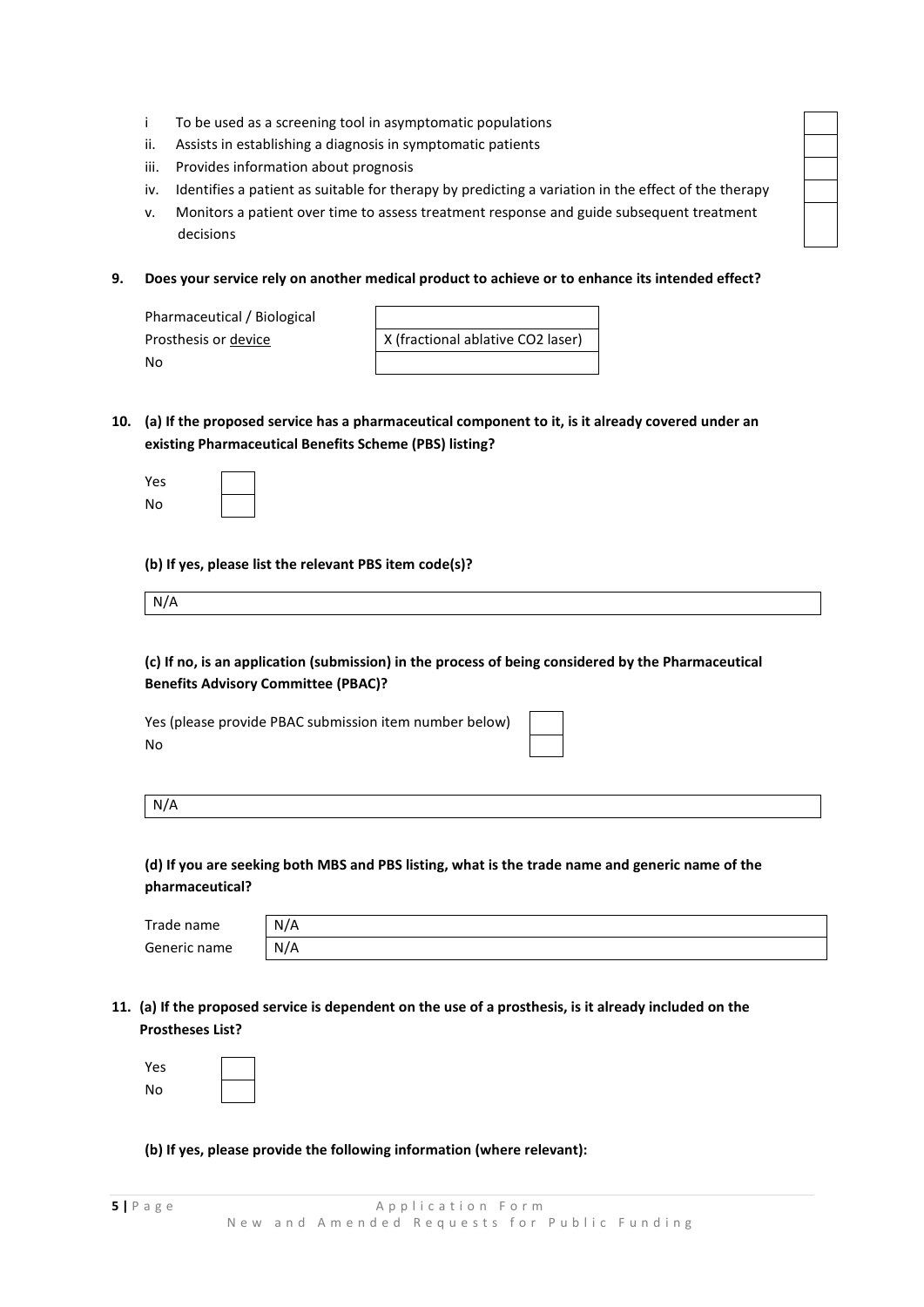| | | |
|---|---|---|
| i | To be used as a screening tool in asymptomatic populations | |
| ii. | Assists in establishing a diagnosis in symptomatic patients | |
| iii. | Provides information about prognosis | |
| iv. | Identifies a patient as suitable for therapy by predicting a variation in the effect of the therapy | |
| v. | Monitors a patient over time to assess treatment response and guide subsequent treatment decisions | |

**9. Does your service rely on another medical product to achieve or to enhance its intended effect?**

| | |
|---|---|
| Pharmaceutical / Biological | |
| Prosthesis or device | X (fractional ablative $CO_2$ laser) |
| No | |

**10. (a) If the proposed service has a pharmaceutical component to it, is it already covered under an existing Pharmaceutical Benefits Scheme (PBS) listing?**

| | |
|---|---|
| Yes | |
| No | |

**(b) If yes, please list the relevant PBS item code(s)?**

N/A

**(c) If no, is an application (submission) in the process of being considered by the Pharmaceutical Benefits Advisory Committee (PBAC)?**

| | |
|---|---|
| Yes (please provide PBAC submission item number below) | |
| No | |

N/A

**(d) If you are seeking both MBS and PBS listing, what is the trade name and generic name of the pharmaceutical?**

| | |
|---|---|
| Trade name | N/A |
| Generic name | N/A |

**11. (a) If the proposed service is dependent on the use of a prosthesis, is it already included on the Prostheses List?**

| | |
|---|---|
| Yes | |
| No | |

**(b) If yes, please provide the following information (where relevant):**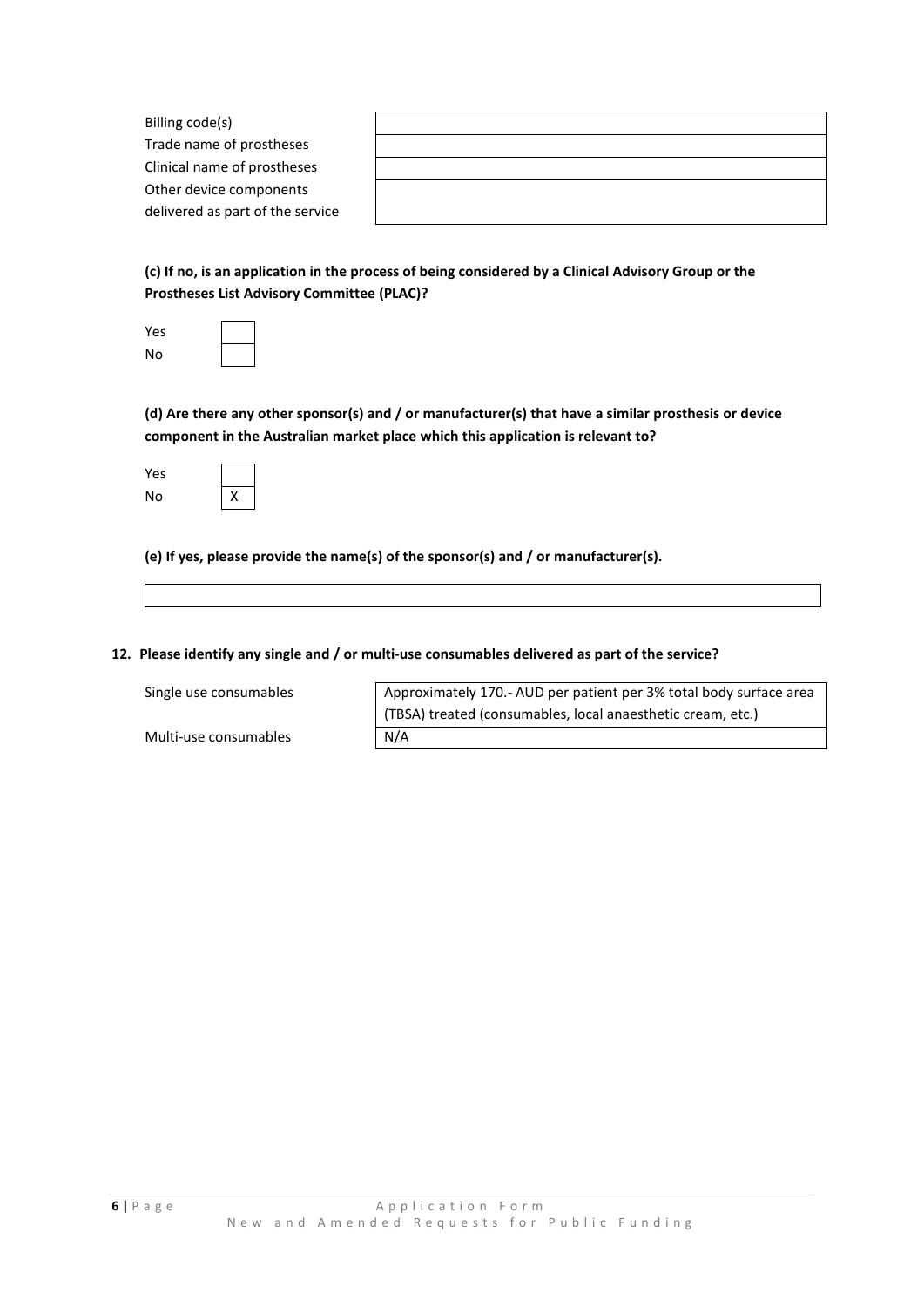| | |
|---|---|
| Billing code(s) | |
| Trade name of prostheses | |
| Clinical name of prostheses | |
| Other device components delivered as part of the service | |

**(c) If no, is an application in the process of being considered by a Clinical Advisory Group or the Prostheses List Advisory Committee (PLAC)?**

| | |
|---|---|
| Yes | |
| No | |

**(d) Are there any other sponsor(s) and / or manufacturer(s) that have a similar prosthesis or device component in the Australian market place which this application is relevant to?**

| | |
|---|---|
| Yes | |
| No | X |

**(e) If yes, please provide the name(s) of the sponsor(s) and / or manufacturer(s).**

| |
|---|
| |

**12. Please identify any single and / or multi-use consumables delivered as part of the service?**

| | |
|---|---|
| Single use consumables | Approximately 170.- AUD per patient per 3% total body surface area (TBSA) treated (consumables, local anaesthetic cream, etc.) |
| Multi-use consumables | N/A |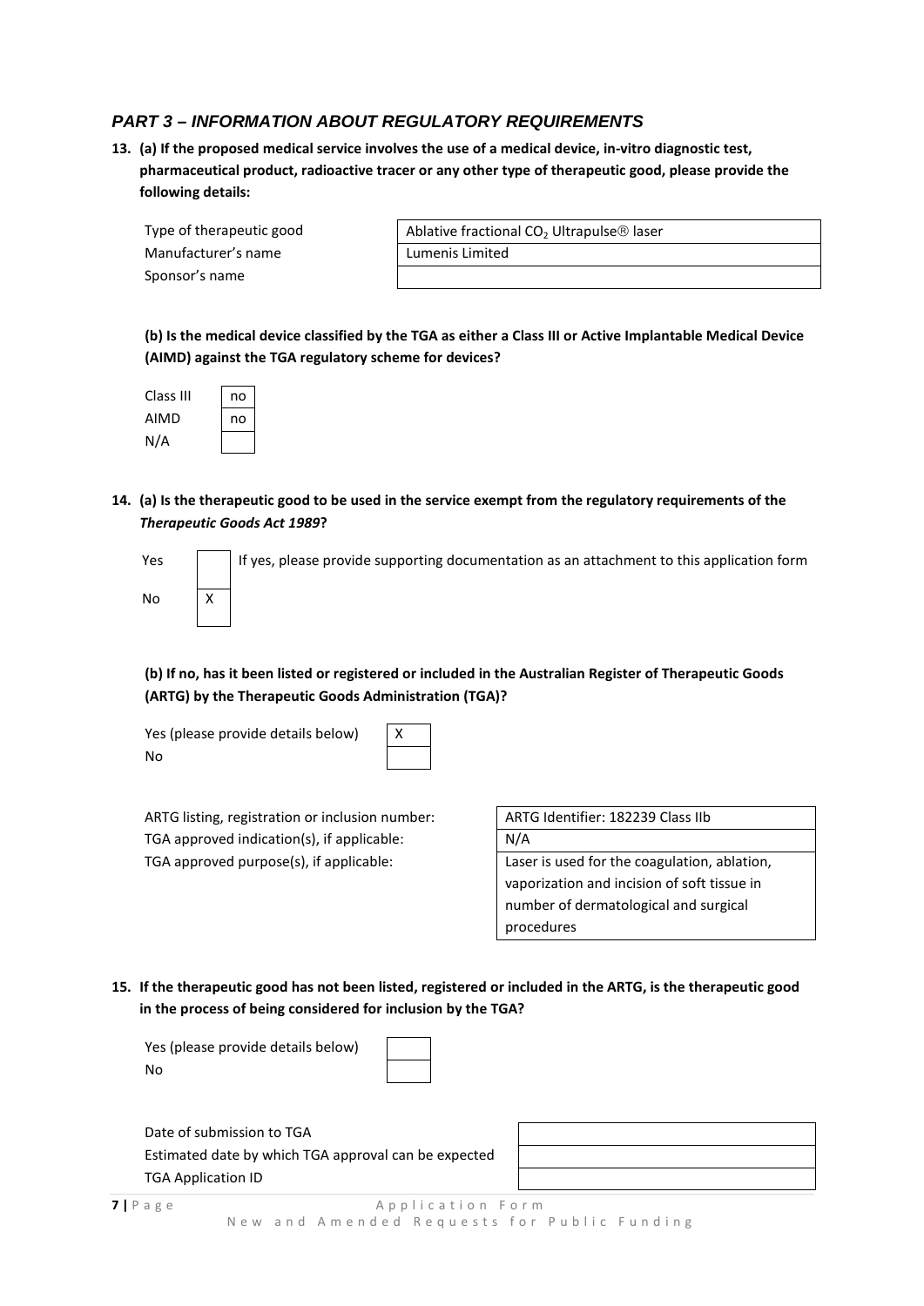## *PART 3 – INFORMATION ABOUT REGULATORY REQUIREMENTS*

**13. (a) If the proposed medical service involves the use of a medical device, in-vitro diagnostic test, pharmaceutical product, radioactive tracer or any other type of therapeutic good, please provide the following details:**

| | |
|---|---|
| Type of therapeutic good | Ablative fractional $CO_2$ Ultrapulse® laser |
| Manufacturer's name | Lumenis Limited |
| Sponsor's name | |

**(b) Is the medical device classified by the TGA as either a Class III or Active Implantable Medical Device (AIMD) against the TGA regulatory scheme for devices?**

| | |
|---|---|
| Class III | no |
| AIMD | no |
| N/A | |

**14. (a) Is the therapeutic good to be used in the service exempt from the regulatory requirements of the *Therapeutic Goods Act 1989*?**

| | | |
|---|---|---|
| Yes | | If yes, please provide supporting documentation as an attachment to this application form |
| No | X | |

**(b) If no, has it been listed or registered or included in the Australian Register of Therapeutic Goods (ARTG) by the Therapeutic Goods Administration (TGA)?**

| | |
|---|---|
| Yes (please provide details below) | X |
| No | |

| | |
|---|---|
| ARTG listing, registration or inclusion number: | ARTG Identifier: 182239 Class IIb |
| TGA approved indication(s), if applicable: | N/A |
| TGA approved purpose(s), if applicable: | Laser is used for the coagulation, ablation, vaporization and incision of soft tissue in number of dermatological and surgical procedures |

**15. If the therapeutic good has not been listed, registered or included in the ARTG, is the therapeutic good in the process of being considered for inclusion by the TGA?**

| | |
|---|---|
| Yes (please provide details below) | |
| No | |

| | |
|---|---|
| Date of submission to TGA | |
| Estimated date by which TGA approval can be expected | |
| TGA Application ID | |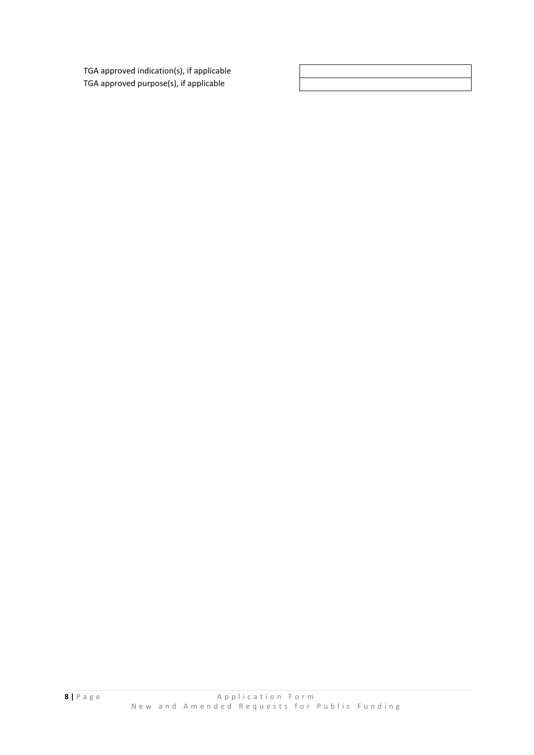| | |
|---|---|
| TGA approved indication(s), if applicable | |
| TGA approved purpose(s), if applicable | |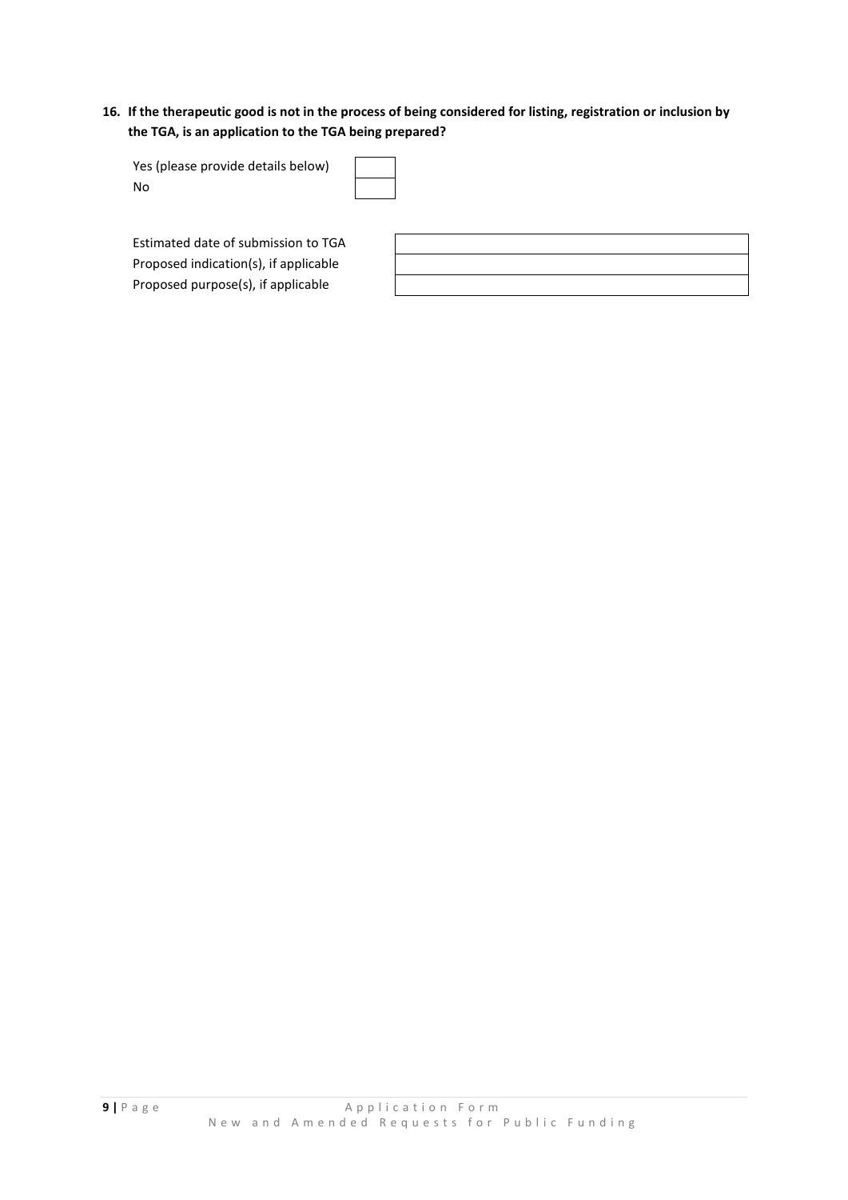**16. If the therapeutic good is not in the process of being considered for listing, registration or inclusion by the TGA, is an application to the TGA being prepared?**

| | |
|---|---|
| Yes (please provide details below) | |
| No | |

| | |
|---|---|
| Estimated date of submission to TGA | |
| Proposed indication(s), if applicable | |
| Proposed purpose(s), if applicable | |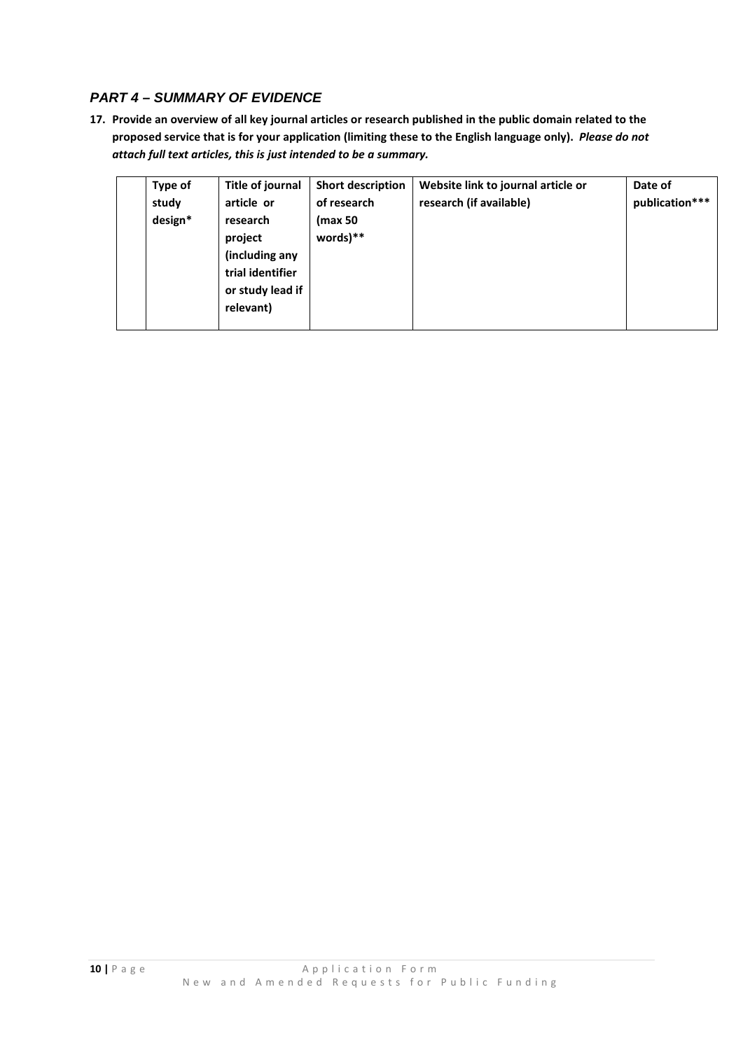## *PART 4 – SUMMARY OF EVIDENCE*

**17. Provide an overview of all key journal articles or research published in the public domain related to the proposed service that is for your application (limiting these to the English language only).** ***Please do not attach full text articles, this is just intended to be a summary.***

| | **Type of study design*** | **Title of journal article or research project (including any trial identifier or study lead if relevant)** | **Short description of research (max 50 words)**** | **Website link to journal article or research (if available)** | **Date of publication***** |
|---|---|---|---|---|---|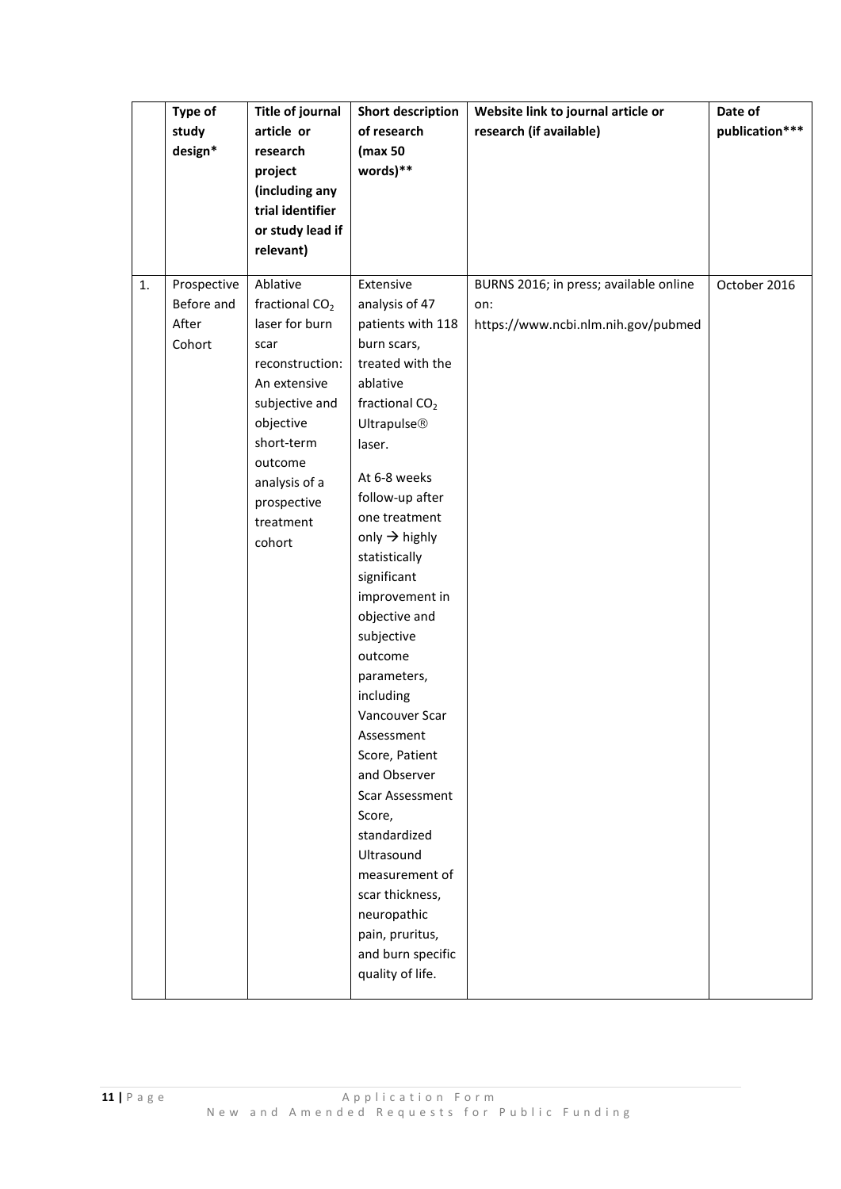| | Type of study design* | Title of journal article or research project (including any trial identifier or study lead if relevant) | Short description of research (max 50 words)** | Website link to journal article or research (if available) | Date of publication*** |
|---|---|---|---|---|---|
| 1. | Prospective Before and After Cohort | Ablative fractional $CO_2$ laser for burn scar reconstruction: An extensive subjective and objective short-term outcome analysis of a prospective treatment cohort | Extensive analysis of 47 patients with 118 burn scars, treated with the ablative fractional $CO_2$ Ultrapulse® laser. At 6-8 weeks follow-up after one treatment only → highly statistically significant improvement in objective and subjective outcome parameters, including Vancouver Scar Assessment Score, Patient and Observer Scar Assessment Score, standardized Ultrasound measurement of scar thickness, neuropathic pain, pruritus, and burn specific quality of life. | BURNS 2016; in press; available online on: https://www.ncbi.nlm.nih.gov/pubmed | October 2016 |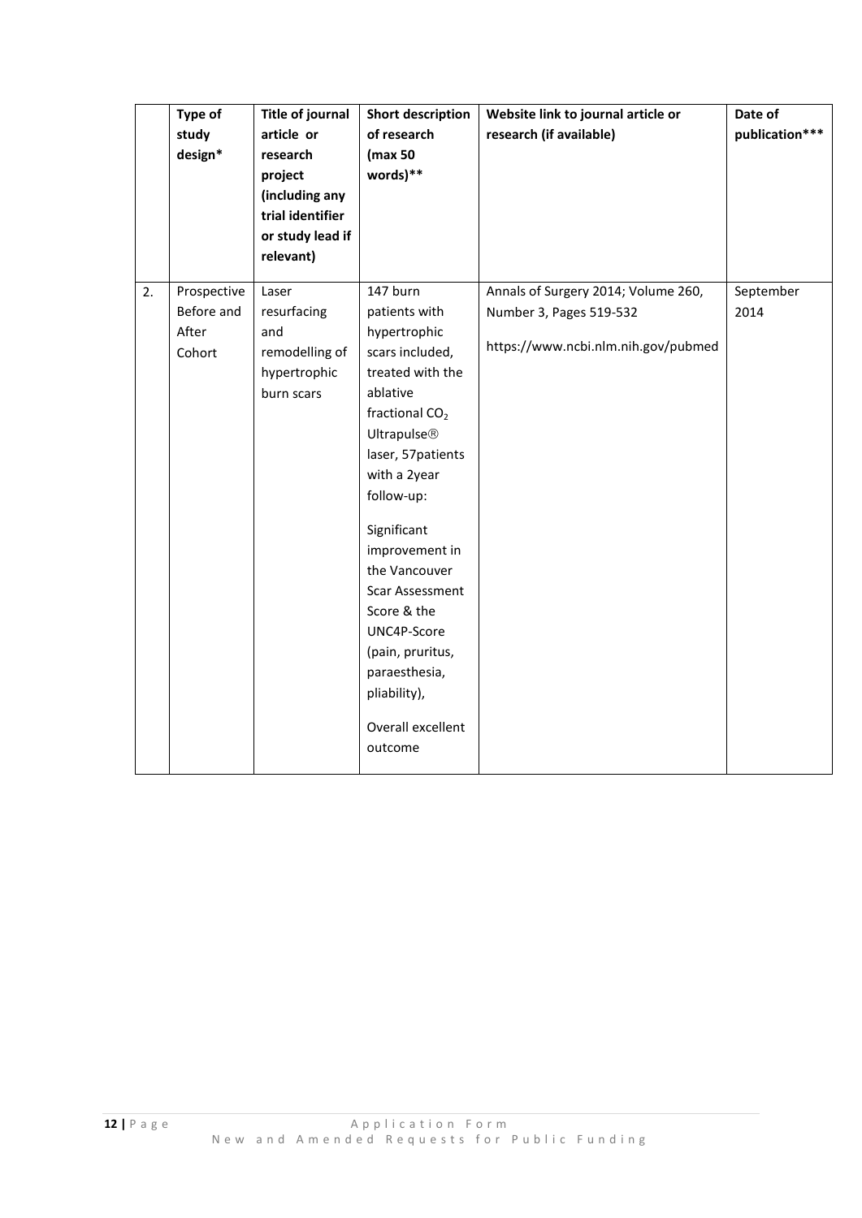|  | Type of study design* | Title of journal article or research project (including any trial identifier or study lead if relevant) | Short description of research (max 50 words)** | Website link to journal article or research (if available) | Date of publication*** |
|---|---|---|---|---|---|
| 2. | Prospective Before and After Cohort | Laser resurfacing and remodelling of hypertrophic burn scars | 147 burn patients with hypertrophic scars included, treated with the ablative fractional $CO_2$ Ultrapulse® laser, 57patients with a 2year follow-up:<br><br>Significant improvement in the Vancouver Scar Assessment Score & the UNC4P-Score (pain, pruritus, paraesthesia, pliability),<br><br>Overall excellent outcome | Annals of Surgery 2014; Volume 260, Number 3, Pages 519-532<br><br>https://www.ncbi.nlm.nih.gov/pubmed | September 2014 |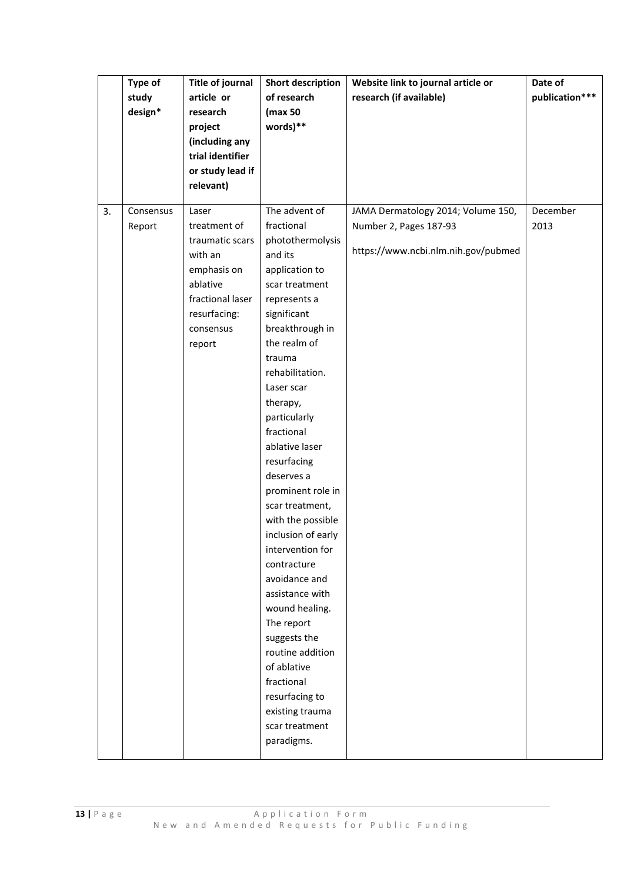| | Type of study design* | Title of journal article or research project (including any trial identifier or study lead if relevant) | Short description of research (max 50 words)** | Website link to journal article or research (if available) | Date of publication*** |
|---|---|---|---|---|---|
| 3. | Consensus Report | Laser treatment of traumatic scars with an emphasis on ablative fractional laser resurfacing: consensus report | The advent of fractional photothermolysis and its application to scar treatment represents a significant breakthrough in the realm of trauma rehabilitation. Laser scar therapy, particularly fractional ablative laser resurfacing deserves a prominent role in scar treatment, with the possible inclusion of early intervention for contracture avoidance and assistance with wound healing. The report suggests the routine addition of ablative fractional resurfacing to existing trauma scar treatment paradigms. | JAMA Dermatology 2014; Volume 150, Number 2, Pages 187-93<br><br>https://www.ncbi.nlm.nih.gov/pubmed | December 2013 |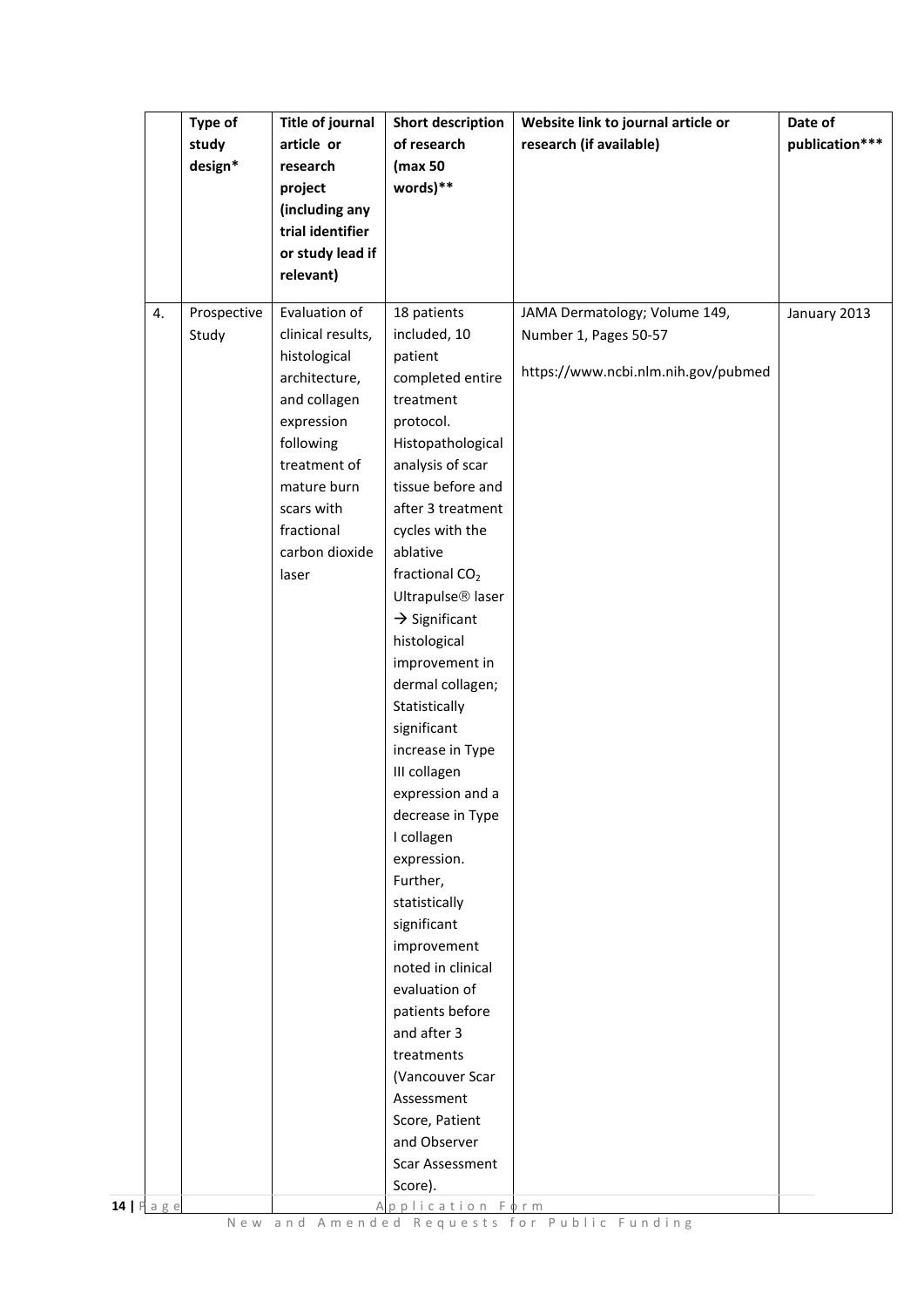|  | Type of study design* | Title of journal article or research project (including any trial identifier or study lead if relevant) | Short description of research (max 50 words)** | Website link to journal article or research (if available) | Date of publication*** |
|---|---|---|---|---|---|
| 4. | Prospective Study | Evaluation of clinical results, histological architecture, and collagen expression following treatment of mature burn scars with fractional carbon dioxide laser | 18 patients included, 10 patient completed entire treatment protocol. Histopathological analysis of scar tissue before and after 3 treatment cycles with the ablative fractional $CO_2$ Ultrapulse® laser → Significant histological improvement in dermal collagen; Statistically significant increase in Type III collagen expression and a decrease in Type I collagen expression. Further, statistically significant improvement noted in clinical evaluation of patients before and after 3 treatments (Vancouver Scar Assessment Score, Patient and Observer Scar Assessment Score). | JAMA Dermatology; Volume 149, Number 1, Pages 50-57<br><br>https://www.ncbi.nlm.nih.gov/pubmed | January 2013 |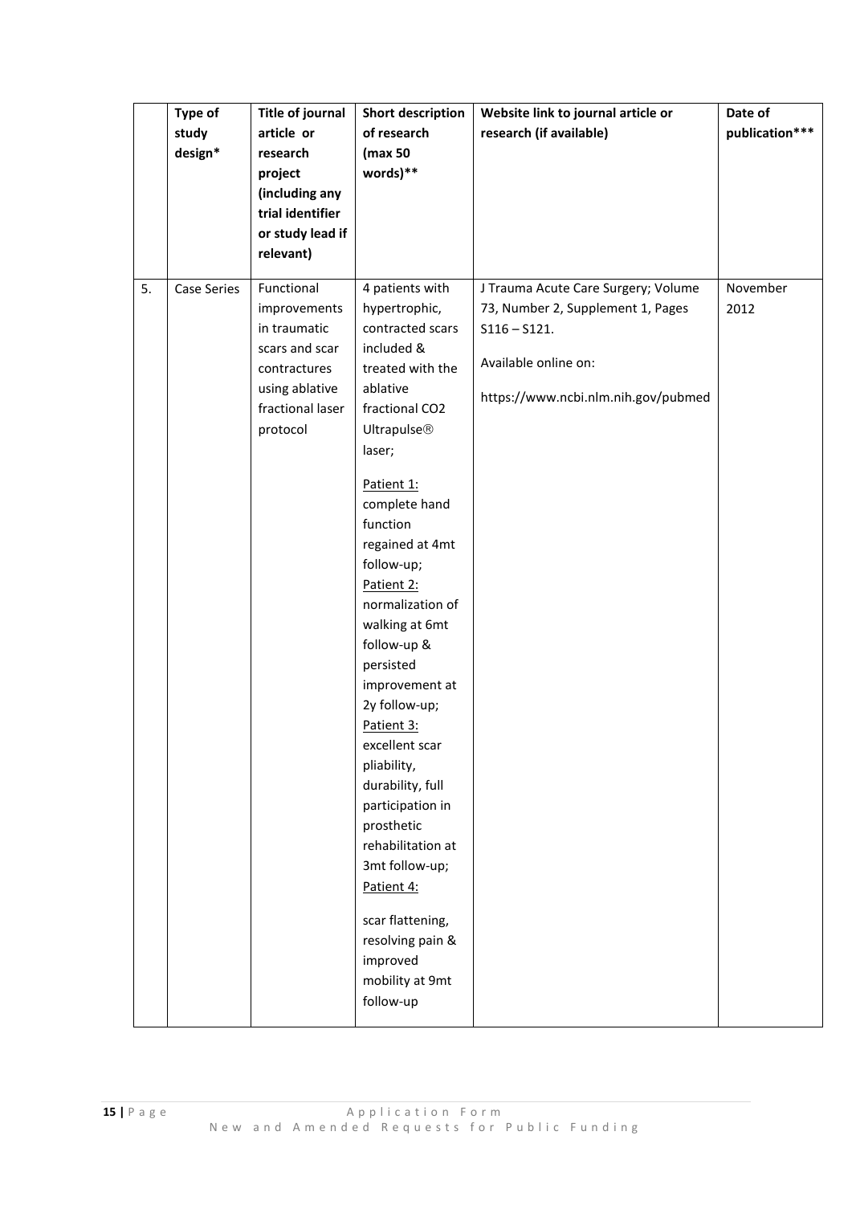| | Type of study design* | Title of journal article or research project (including any trial identifier or study lead if relevant) | Short description of research (max 50 words)** | Website link to journal article or research (if available) | Date of publication*** |
|---|---|---|---|---|---|
| 5. | Case Series | Functional improvements in traumatic scars and scar contractures using ablative fractional laser protocol | 4 patients with hypertrophic, contracted scars included & treated with the ablative fractional $CO_2$ Ultrapulse® laser; <br><br>Patient 1: complete hand function regained at 4mt follow-up; Patient 2: normalization of walking at 6mt follow-up & persisted improvement at 2y follow-up; Patient 3: excellent scar pliability, durability, full participation in prosthetic rehabilitation at 3mt follow-up; Patient 4: <br><br>scar flattening, resolving pain & improved mobility at 9mt follow-up | J Trauma Acute Care Surgery; Volume 73, Number 2, Supplement 1, Pages S116 – S121. <br><br>Available online on: <br><br>https://www.ncbi.nlm.nih.gov/pubmed | November 2012 |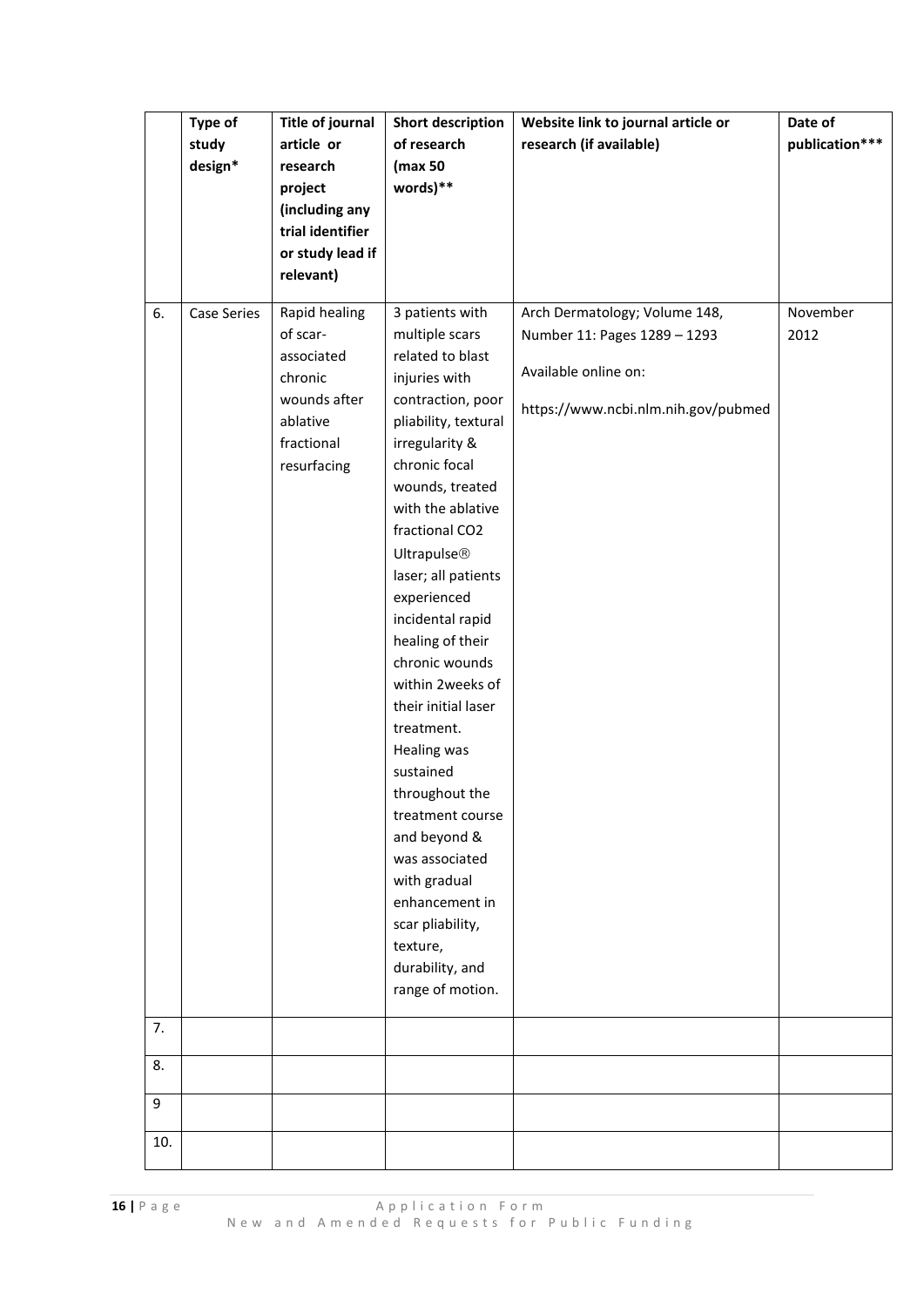| | Type of study design* | Title of journal article or research project (including any trial identifier or study lead if relevant) | Short description of research (max 50 words)** | Website link to journal article or research (if available) | Date of publication*** |
|---|---|---|---|---|---|
| 6. | Case Series | Rapid healing of scar-associated chronic wounds after ablative fractional resurfacing | 3 patients with multiple scars related to blast injuries with contraction, poor pliability, textural irregularity & chronic focal wounds, treated with the ablative fractional CO2 Ultrapulse® laser; all patients experienced incidental rapid healing of their chronic wounds within 2weeks of their initial laser treatment. Healing was sustained throughout the treatment course and beyond & was associated with gradual enhancement in scar pliability, texture, durability, and range of motion. | Arch Dermatology; Volume 148, Number 11: Pages 1289 – 1293<br><br>Available online on:<br><br>https://www.ncbi.nlm.nih.gov/pubmed | November 2012 |
| 7. | | | | | |
| 8. | | | | | |
| 9 | | | | | |
| 10. | | | | | |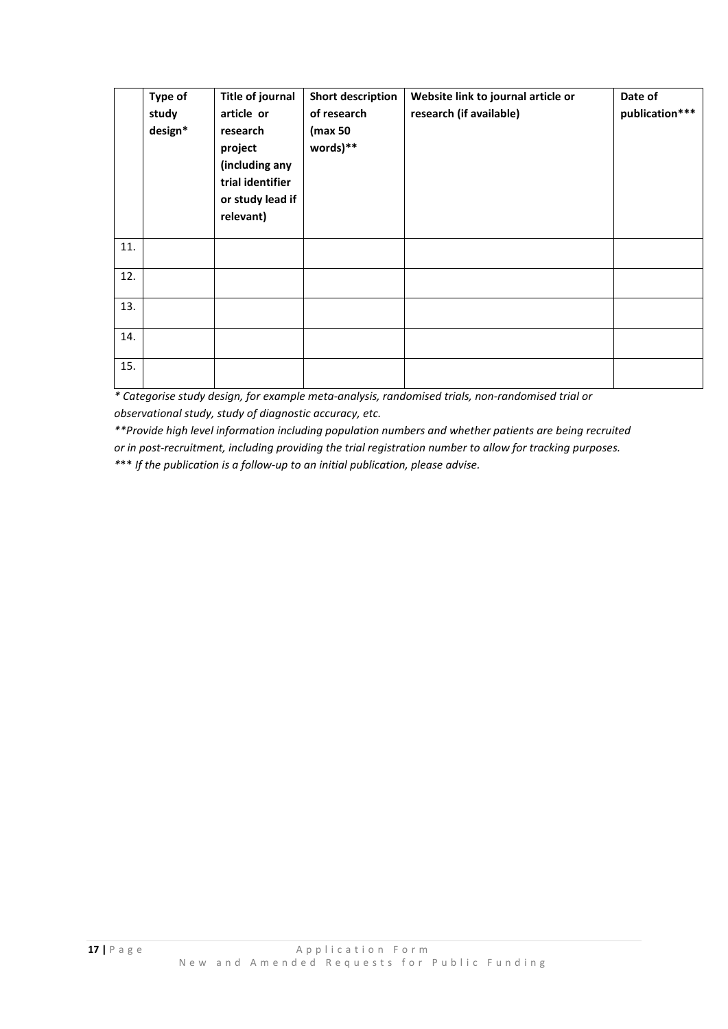| | Type of study design* | Title of journal article or research project (including any trial identifier or study lead if relevant) | Short description of research (max 50 words)** | Website link to journal article or research (if available) | Date of publication*** |
|---|---|---|---|---|---|
| 11. | | | | | |
| 12. | | | | | |
| 13. | | | | | |
| 14. | | | | | |
| 15. | | | | | |

*\* Categorise study design, for example meta-analysis, randomised trials, non-randomised trial or observational study, study of diagnostic accuracy, etc.*

*\*\*Provide high level information including population numbers and whether patients are being recruited or in post-recruitment, including providing the trial registration number to allow for tracking purposes.*

*\*\*\* If the publication is a follow-up to an initial publication, please advise.*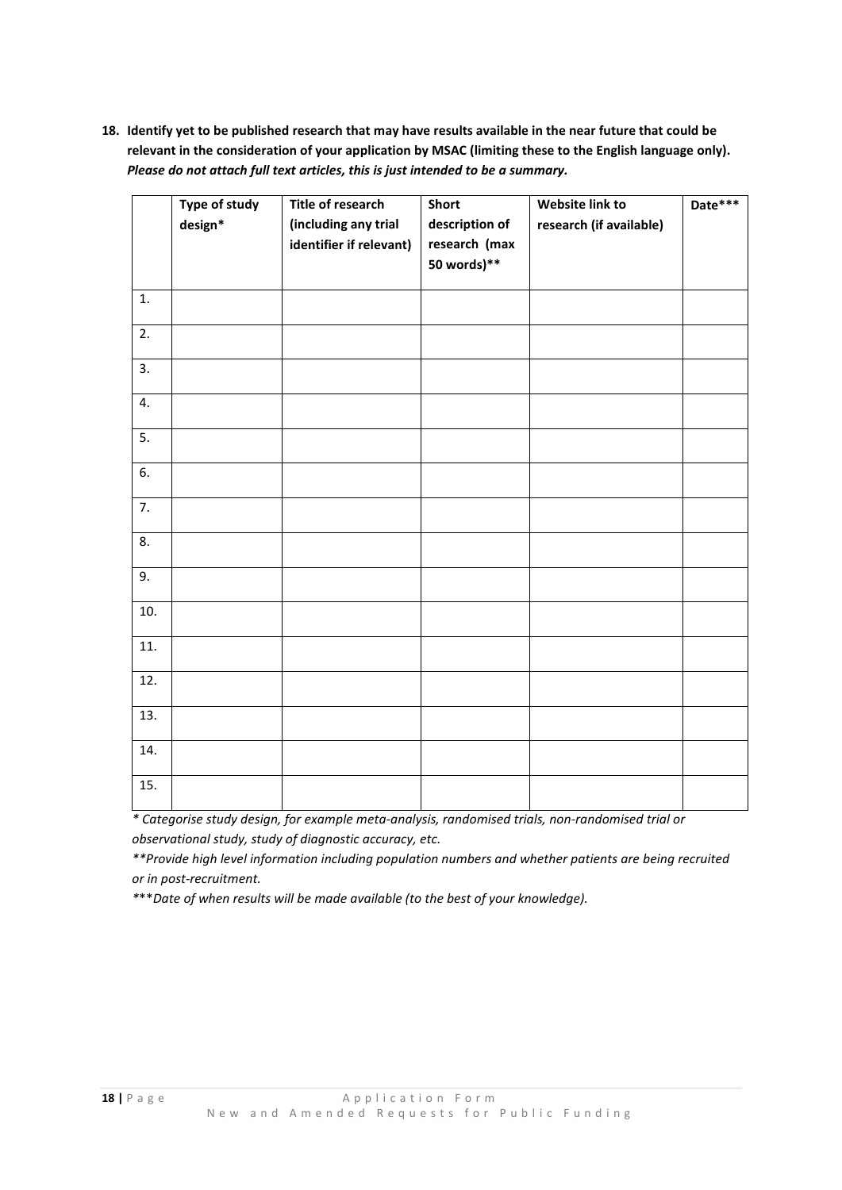**18. Identify yet to be published research that may have results available in the near future that could be relevant in the consideration of your application by MSAC (limiting these to the English language only).** ***Please do not attach full text articles, this is just intended to be a summary.***

| | Type of study design* | Title of research (including any trial identifier if relevant) | Short description of research (max 50 words)** | Website link to research (if available) | Date*** |
|---|---|---|---|---|---|
| 1. | | | | | |
| 2. | | | | | |
| 3. | | | | | |
| 4. | | | | | |
| 5. | | | | | |
| 6. | | | | | |
| 7. | | | | | |
| 8. | | | | | |
| 9. | | | | | |
| 10. | | | | | |
| 11. | | | | | |
| 12. | | | | | |
| 13. | | | | | |
| 14. | | | | | |
| 15. | | | | | |

*\* Categorise study design, for example meta-analysis, randomised trials, non-randomised trial or observational study, study of diagnostic accuracy, etc.*

*\*\*Provide high level information including population numbers and whether patients are being recruited or in post-recruitment.*

*\*\*\*Date of when results will be made available (to the best of your knowledge).*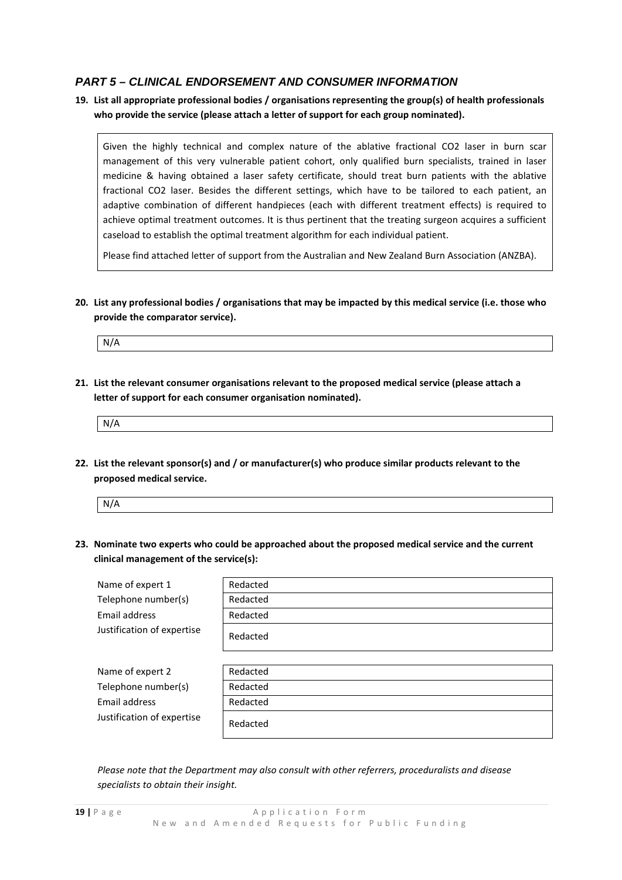## *PART 5 – CLINICAL ENDORSEMENT AND CONSUMER INFORMATION*

**19. List all appropriate professional bodies / organisations representing the group(s) of health professionals who provide the service (please attach a letter of support for each group nominated).**

Given the highly technical and complex nature of the ablative fractional $CO_2$ laser in burn scar management of this very vulnerable patient cohort, only qualified burn specialists, trained in laser medicine & having obtained a laser safety certificate, should treat burn patients with the ablative fractional $CO_2$ laser. Besides the different settings, which have to be tailored to each patient, an adaptive combination of different handpieces (each with different treatment effects) is required to achieve optimal treatment outcomes. It is thus pertinent that the treating surgeon acquires a sufficient caseload to establish the optimal treatment algorithm for each individual patient.

Please find attached letter of support from the Australian and New Zealand Burn Association (ANZBA).

**20. List any professional bodies / organisations that may be impacted by this medical service (i.e. those who provide the comparator service).**

N/A

**21. List the relevant consumer organisations relevant to the proposed medical service (please attach a letter of support for each consumer organisation nominated).**

N/A

**22. List the relevant sponsor(s) and / or manufacturer(s) who produce similar products relevant to the proposed medical service.**

N/A

**23. Nominate two experts who could be approached about the proposed medical service and the current clinical management of the service(s):**

| | |
|---|---|
| Name of expert 1 | Redacted |
| Telephone number(s) | Redacted |
| Email address | Redacted |
| Justification of expertise | Redacted |

| | |
|---|---|
| Name of expert 2 | Redacted |
| Telephone number(s) | Redacted |
| Email address | Redacted |
| Justification of expertise | Redacted |

*Please note that the Department may also consult with other referrers, proceduralists and disease specialists to obtain their insight.*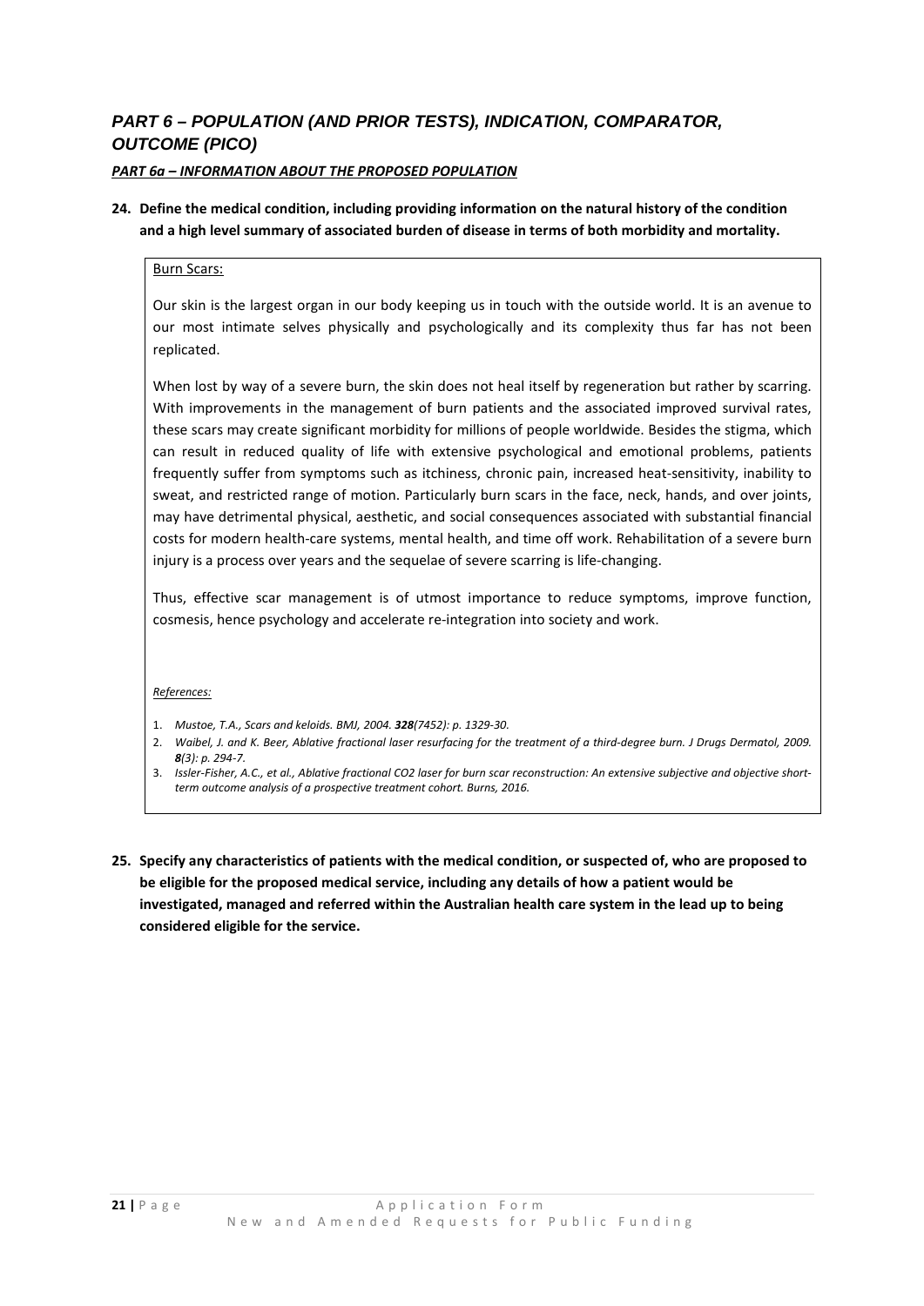## *PART 6 – POPULATION (AND PRIOR TESTS), INDICATION, COMPARATOR, OUTCOME (PICO)*

### *PART 6a – INFORMATION ABOUT THE PROPOSED POPULATION*

**24. Define the medical condition, including providing information on the natural history of the condition and a high level summary of associated burden of disease in terms of both morbidity and mortality.**

Burn Scars:

Our skin is the largest organ in our body keeping us in touch with the outside world. It is an avenue to our most intimate selves physically and psychologically and its complexity thus far has not been replicated.

When lost by way of a severe burn, the skin does not heal itself by regeneration but rather by scarring. With improvements in the management of burn patients and the associated improved survival rates, these scars may create significant morbidity for millions of people worldwide. Besides the stigma, which can result in reduced quality of life with extensive psychological and emotional problems, patients frequently suffer from symptoms such as itchiness, chronic pain, increased heat-sensitivity, inability to sweat, and restricted range of motion. Particularly burn scars in the face, neck, hands, and over joints, may have detrimental physical, aesthetic, and social consequences associated with substantial financial costs for modern health-care systems, mental health, and time off work. Rehabilitation of a severe burn injury is a process over years and the sequelae of severe scarring is life-changing.

Thus, effective scar management is of utmost importance to reduce symptoms, improve function, cosmesis, hence psychology and accelerate re-integration into society and work.

*References:*

1. *Mustoe, T.A., Scars and keloids. BMJ, 2004.* ***328****(7452): p. 1329-30.*
2. *Waibel, J. and K. Beer, Ablative fractional laser resurfacing for the treatment of a third-degree burn. J Drugs Dermatol, 2009.* ***8****(3): p. 294-7.*
3. *Issler-Fisher, A.C., et al., Ablative fractional CO2 laser for burn scar reconstruction: An extensive subjective and objective short-term outcome analysis of a prospective treatment cohort. Burns, 2016.*

**25. Specify any characteristics of patients with the medical condition, or suspected of, who are proposed to be eligible for the proposed medical service, including any details of how a patient would be investigated, managed and referred within the Australian health care system in the lead up to being considered eligible for the service.**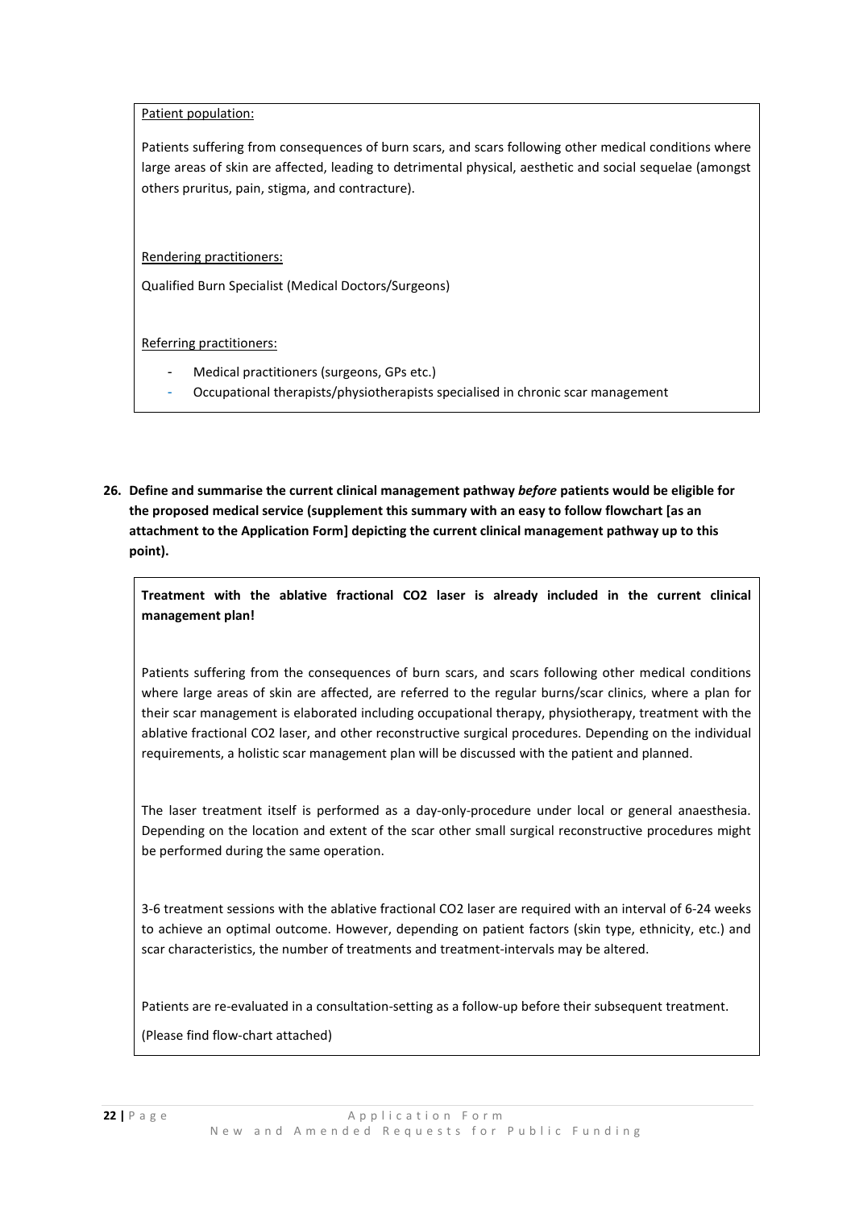Patient population:

Patients suffering from consequences of burn scars, and scars following other medical conditions where large areas of skin are affected, leading to detrimental physical, aesthetic and social sequelae (amongst others pruritus, pain, stigma, and contracture).

Rendering practitioners:

Qualified Burn Specialist (Medical Doctors/Surgeons)

Referring practitioners:

- Medical practitioners (surgeons, GPs etc.)
- Occupational therapists/physiotherapists specialised in chronic scar management

**26. Define and summarise the current clinical management pathway *before* patients would be eligible for the proposed medical service (supplement this summary with an easy to follow flowchart [as an attachment to the Application Form] depicting the current clinical management pathway up to this point).**

**Treatment with the ablative fractional CO2 laser is already included in the current clinical management plan!**

Patients suffering from the consequences of burn scars, and scars following other medical conditions where large areas of skin are affected, are referred to the regular burns/scar clinics, where a plan for their scar management is elaborated including occupational therapy, physiotherapy, treatment with the ablative fractional CO2 laser, and other reconstructive surgical procedures. Depending on the individual requirements, a holistic scar management plan will be discussed with the patient and planned.

The laser treatment itself is performed as a day-only-procedure under local or general anaesthesia. Depending on the location and extent of the scar other small surgical reconstructive procedures might be performed during the same operation.

3-6 treatment sessions with the ablative fractional CO2 laser are required with an interval of 6-24 weeks to achieve an optimal outcome. However, depending on patient factors (skin type, ethnicity, etc.) and scar characteristics, the number of treatments and treatment-intervals may be altered.

Patients are re-evaluated in a consultation-setting as a follow-up before their subsequent treatment.

(Please find flow-chart attached)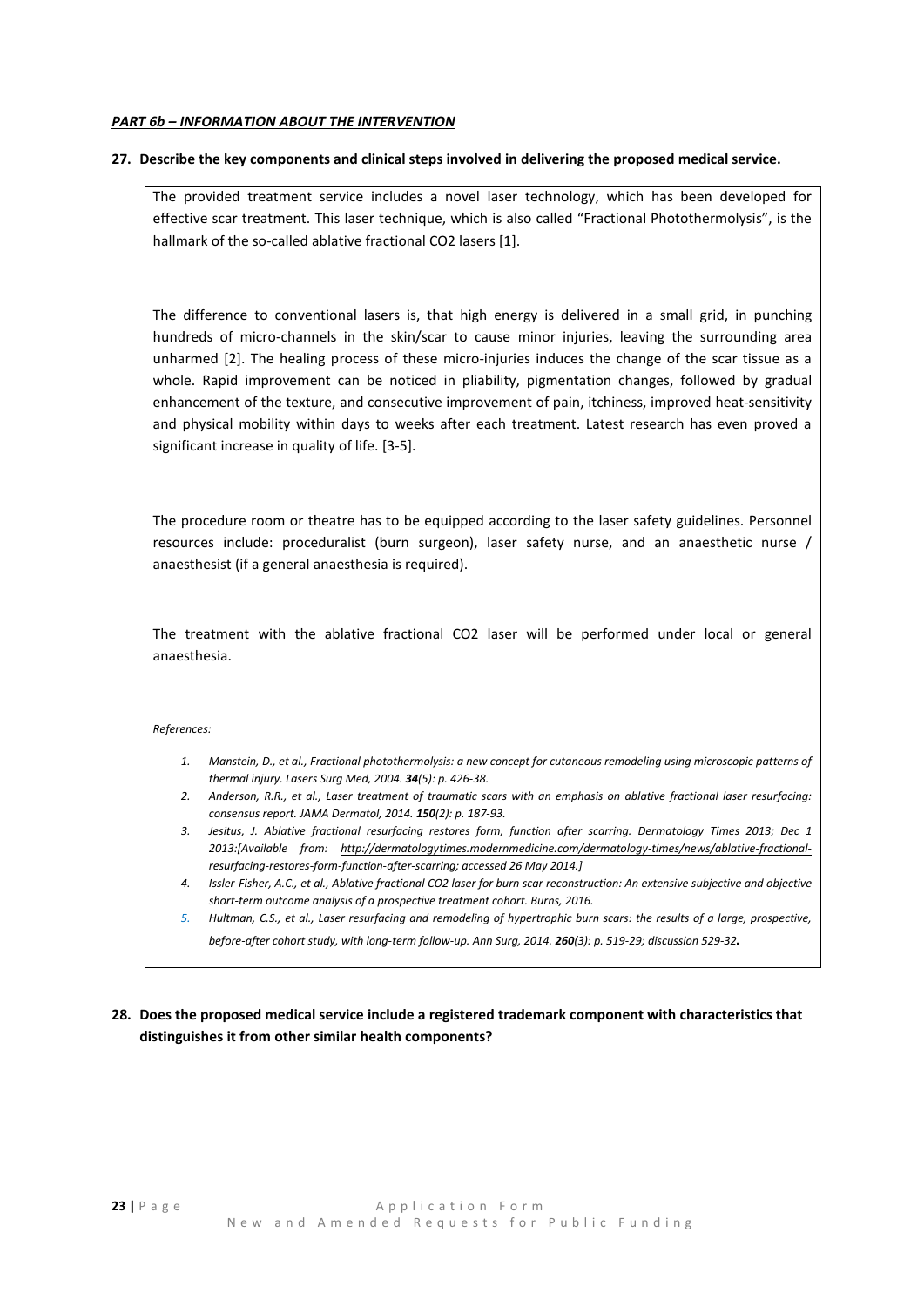***PART 6b – INFORMATION ABOUT THE INTERVENTION***

**27. Describe the key components and clinical steps involved in delivering the proposed medical service.**

The provided treatment service includes a novel laser technology, which has been developed for effective scar treatment. This laser technique, which is also called "Fractional Photothermolysis", is the hallmark of the so-called ablative fractional $CO_2$ lasers [1].

The difference to conventional lasers is, that high energy is delivered in a small grid, in punching hundreds of micro-channels in the skin/scar to cause minor injuries, leaving the surrounding area unharmed [2]. The healing process of these micro-injuries induces the change of the scar tissue as a whole. Rapid improvement can be noticed in pliability, pigmentation changes, followed by gradual enhancement of the texture, and consecutive improvement of pain, itchiness, improved heat-sensitivity and physical mobility within days to weeks after each treatment. Latest research has even proved a significant increase in quality of life. [3-5].

The procedure room or theatre has to be equipped according to the laser safety guidelines. Personnel resources include: proceduralist (burn surgeon), laser safety nurse, and an anaesthetic nurse / anaesthesist (if a general anaesthesia is required).

The treatment with the ablative fractional $CO_2$ laser will be performed under local or general anaesthesia.

*References:*

1. *Manstein, D., et al., Fractional photothermolysis: a new concept for cutaneous remodeling using microscopic patterns of thermal injury. Lasers Surg Med, 2004.* ***34****(5): p. 426-38.*
2. *Anderson, R.R., et al., Laser treatment of traumatic scars with an emphasis on ablative fractional laser resurfacing: consensus report. JAMA Dermatol, 2014.* ***150****(2): p. 187-93.*
3. *Jesitus, J. Ablative fractional resurfacing restores form, function after scarring. Dermatology Times 2013; Dec 1 2013:[Available from: http://dermatologytimes.modernmedicine.com/dermatology-times/news/ablative-fractional-resurfacing-restores-form-function-after-scarring; accessed 26 May 2014.]*
4. *Issler-Fisher, A.C., et al., Ablative fractional CO2 laser for burn scar reconstruction: An extensive subjective and objective short-term outcome analysis of a prospective treatment cohort. Burns, 2016.*
5. *Hultman, C.S., et al., Laser resurfacing and remodeling of hypertrophic burn scars: the results of a large, prospective, before-after cohort study, with long-term follow-up. Ann Surg, 2014.* ***260****(3): p. 519-29; discussion 529-32****.***

**28. Does the proposed medical service include a registered trademark component with characteristics that distinguishes it from other similar health components?**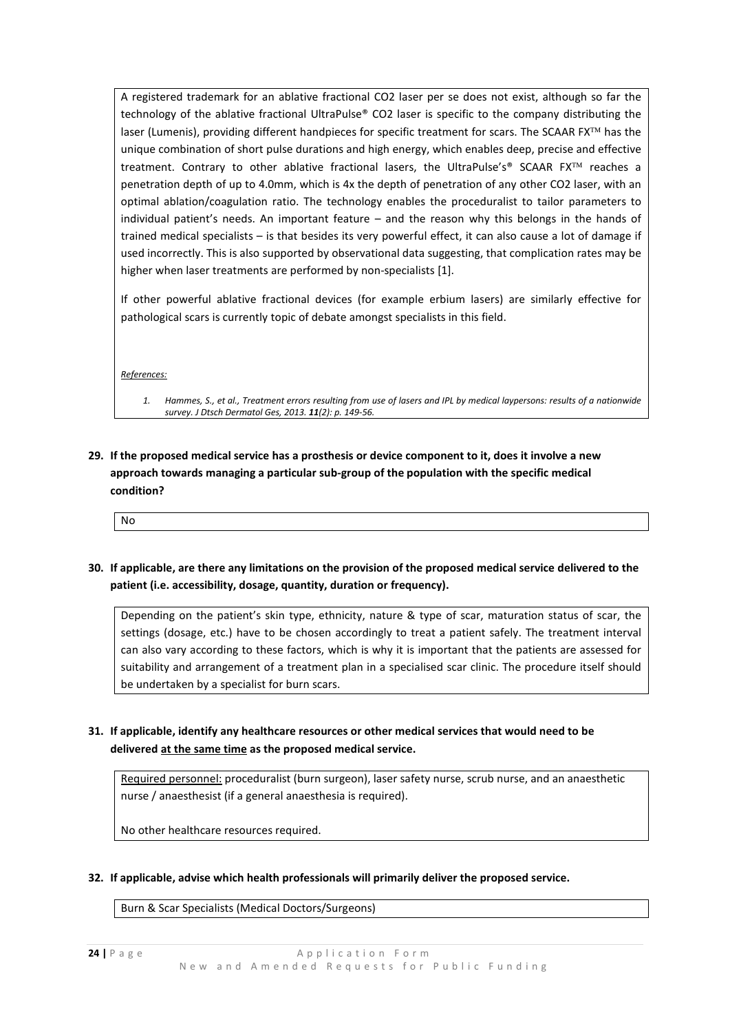A registered trademark for an ablative fractional $CO_2$ laser per se does not exist, although so far the technology of the ablative fractional UltraPulse® $CO_2$ laser is specific to the company distributing the laser (Lumenis), providing different handpieces for specific treatment for scars. The SCAAR FX™ has the unique combination of short pulse durations and high energy, which enables deep, precise and effective treatment. Contrary to other ablative fractional lasers, the UltraPulse's® SCAAR FX™ reaches a penetration depth of up to 4.0mm, which is 4x the depth of penetration of any other $CO_2$ laser, with an optimal ablation/coagulation ratio. The technology enables the proceduralist to tailor parameters to individual patient's needs. An important feature – and the reason why this belongs in the hands of trained medical specialists – is that besides its very powerful effect, it can also cause a lot of damage if used incorrectly. This is also supported by observational data suggesting, that complication rates may be higher when laser treatments are performed by non-specialists [1].

If other powerful ablative fractional devices (for example erbium lasers) are similarly effective for pathological scars is currently topic of debate amongst specialists in this field.

*References:*

1. *Hammes, S., et al., Treatment errors resulting from use of lasers and IPL by medical laypersons: results of a nationwide survey. J Dtsch Dermatol Ges, 2013. **11**(2): p. 149-56.*

**29. If the proposed medical service has a prosthesis or device component to it, does it involve a new approach towards managing a particular sub-group of the population with the specific medical condition?**

No

**30. If applicable, are there any limitations on the provision of the proposed medical service delivered to the patient (i.e. accessibility, dosage, quantity, duration or frequency).**

Depending on the patient's skin type, ethnicity, nature & type of scar, maturation status of scar, the settings (dosage, etc.) have to be chosen accordingly to treat a patient safely. The treatment interval can also vary according to these factors, which is why it is important that the patients are assessed for suitability and arrangement of a treatment plan in a specialised scar clinic. The procedure itself should be undertaken by a specialist for burn scars.

**31. If applicable, identify any healthcare resources or other medical services that would need to be delivered at the same time as the proposed medical service.**

Required personnel: proceduralist (burn surgeon), laser safety nurse, scrub nurse, and an anaesthetic nurse / anaesthesist (if a general anaesthesia is required).

No other healthcare resources required.

**32. If applicable, advise which health professionals will primarily deliver the proposed service.**

Burn & Scar Specialists (Medical Doctors/Surgeons)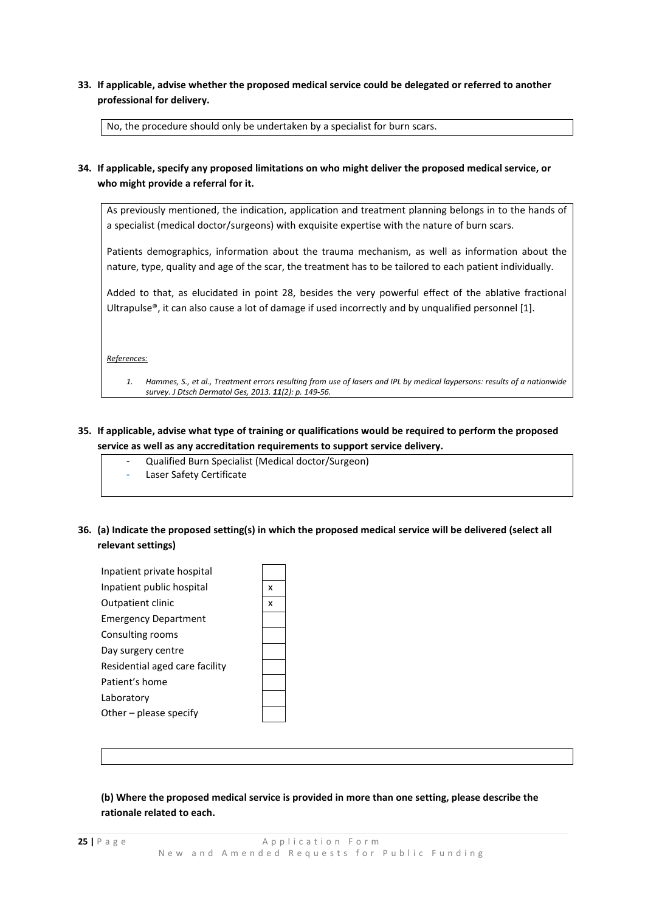**33. If applicable, advise whether the proposed medical service could be delegated or referred to another professional for delivery.**

No, the procedure should only be undertaken by a specialist for burn scars.

**34. If applicable, specify any proposed limitations on who might deliver the proposed medical service, or who might provide a referral for it.**

As previously mentioned, the indication, application and treatment planning belongs in to the hands of a specialist (medical doctor/surgeons) with exquisite expertise with the nature of burn scars.

Patients demographics, information about the trauma mechanism, as well as information about the nature, type, quality and age of the scar, the treatment has to be tailored to each patient individually.

Added to that, as elucidated in point 28, besides the very powerful effect of the ablative fractional Ultrapulse®, it can also cause a lot of damage if used incorrectly and by unqualified personnel [1].

*References:*

1. *Hammes, S., et al., Treatment errors resulting from use of lasers and IPL by medical laypersons: results of a nationwide survey. J Dtsch Dermatol Ges, 2013. **11**(2): p. 149-56.*

**35. If applicable, advise what type of training or qualifications would be required to perform the proposed service as well as any accreditation requirements to support service delivery.**

- Qualified Burn Specialist (Medical doctor/Surgeon)
- Laser Safety Certificate

**36. (a) Indicate the proposed setting(s) in which the proposed medical service will be delivered (select all relevant settings)**

| Setting | |
|---|---|
| Inpatient private hospital | |
| Inpatient public hospital | x |
| Outpatient clinic | x |
| Emergency Department | |
| Consulting rooms | |
| Day surgery centre | |
| Residential aged care facility | |
| Patient's home | |
| Laboratory | |
| Other – please specify | |

**(b) Where the proposed medical service is provided in more than one setting, please describe the rationale related to each.**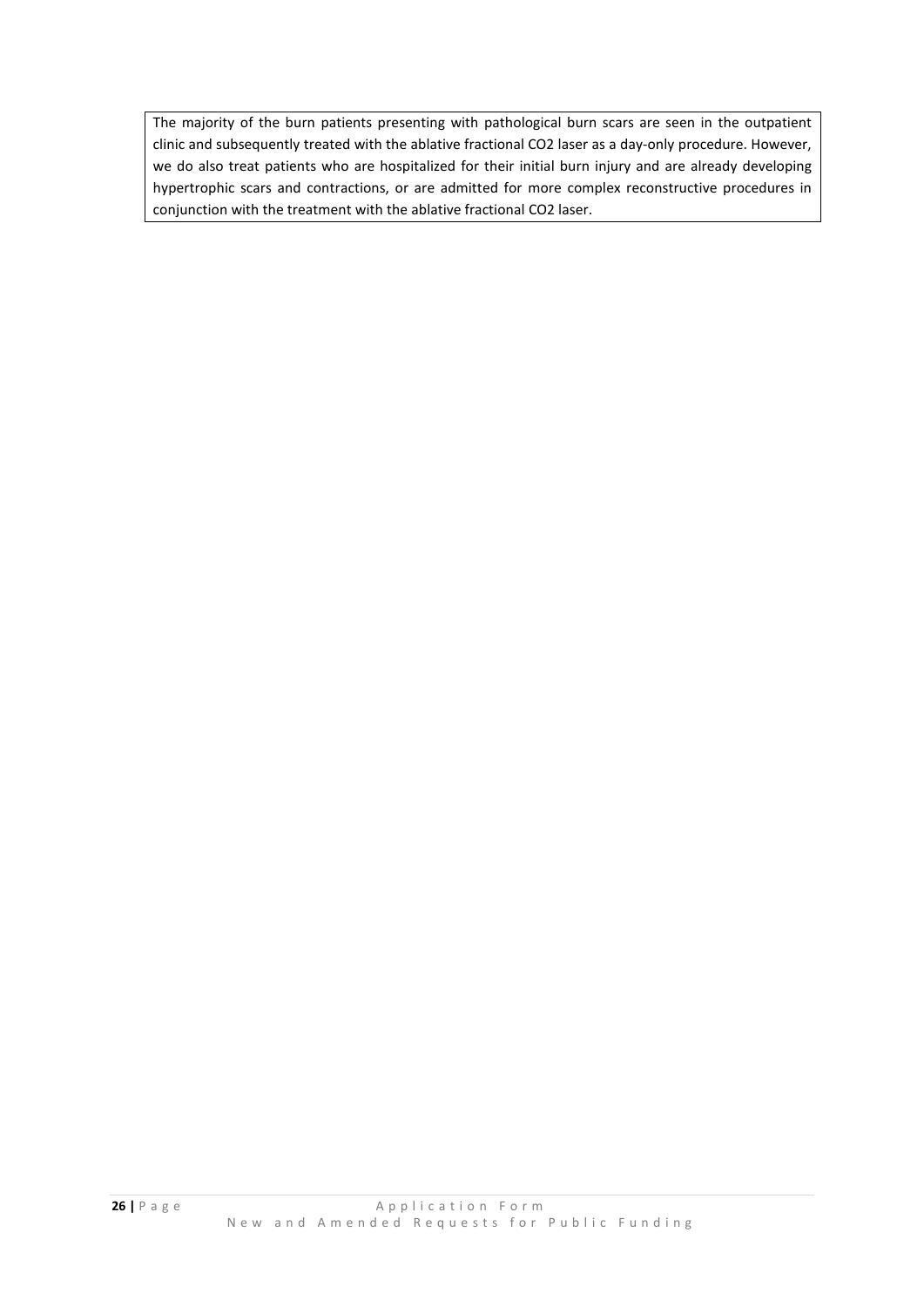The majority of the burn patients presenting with pathological burn scars are seen in the outpatient clinic and subsequently treated with the ablative fractional $CO_2$ laser as a day-only procedure. However, we do also treat patients who are hospitalized for their initial burn injury and are already developing hypertrophic scars and contractions, or are admitted for more complex reconstructive procedures in conjunction with the treatment with the ablative fractional $CO_2$ laser.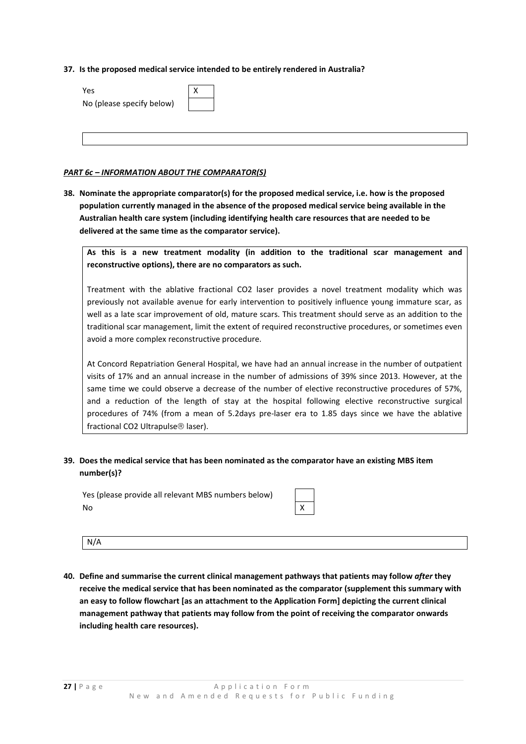**37. Is the proposed medical service intended to be entirely rendered in Australia?**

| | |
|---|---|
| Yes | X |
| No (please specify below) | |

***PART 6c – INFORMATION ABOUT THE COMPARATOR(S)***

**38. Nominate the appropriate comparator(s) for the proposed medical service, i.e. how is the proposed population currently managed in the absence of the proposed medical service being available in the Australian health care system (including identifying health care resources that are needed to be delivered at the same time as the comparator service).**

**As this is a new treatment modality (in addition to the traditional scar management and reconstructive options), there are no comparators as such.**

Treatment with the ablative fractional $CO_2$ laser provides a novel treatment modality which was previously not available avenue for early intervention to positively influence young immature scar, as well as a late scar improvement of old, mature scars. This treatment should serve as an addition to the traditional scar management, limit the extent of required reconstructive procedures, or sometimes even avoid a more complex reconstructive procedure.

At Concord Repatriation General Hospital, we have had an annual increase in the number of outpatient visits of 17% and an annual increase in the number of admissions of 39% since 2013. However, at the same time we could observe a decrease of the number of elective reconstructive procedures of 57%, and a reduction of the length of stay at the hospital following elective reconstructive surgical procedures of 74% (from a mean of 5.2days pre-laser era to 1.85 days since we have the ablative fractional $CO_2$ Ultrapulse® laser).

**39. Does the medical service that has been nominated as the comparator have an existing MBS item number(s)?**

| | |
|---|---|
| Yes (please provide all relevant MBS numbers below) | |
| No | X |

N/A

**40. Define and summarise the current clinical management pathways that patients may follow *after* they receive the medical service that has been nominated as the comparator (supplement this summary with an easy to follow flowchart [as an attachment to the Application Form] depicting the current clinical management pathway that patients may follow from the point of receiving the comparator onwards including health care resources).**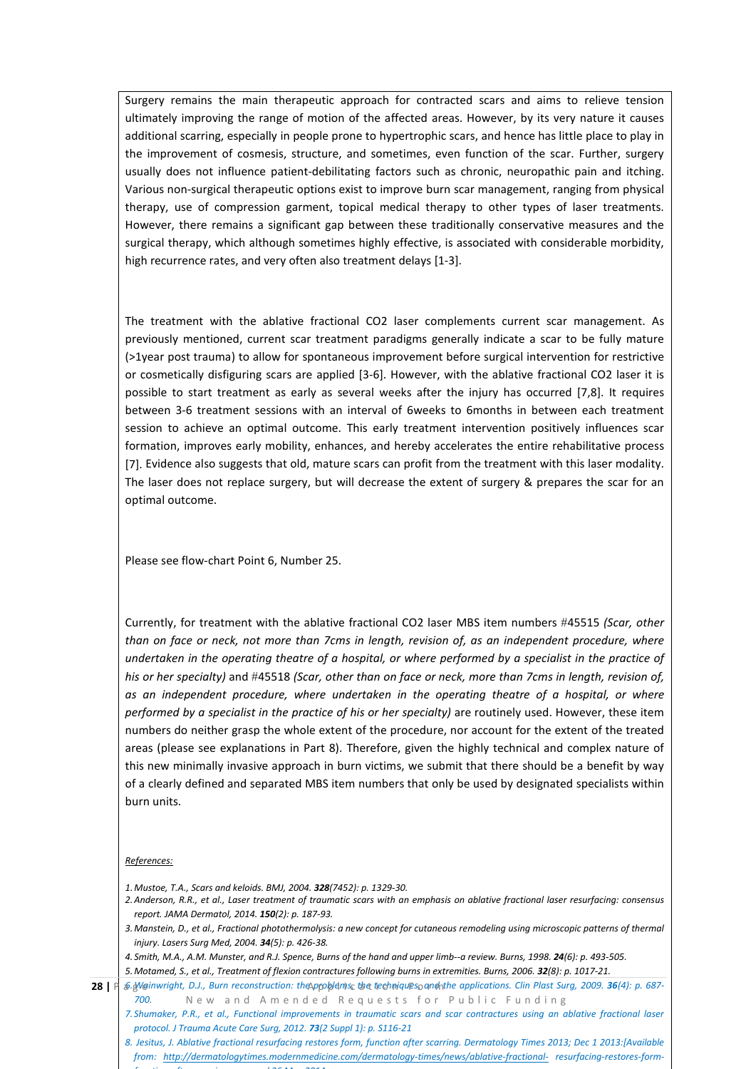Surgery remains the main therapeutic approach for contracted scars and aims to relieve tension ultimately improving the range of motion of the affected areas. However, by its very nature it causes additional scarring, especially in people prone to hypertrophic scars, and hence has little place to play in the improvement of cosmesis, structure, and sometimes, even function of the scar. Further, surgery usually does not influence patient-debilitating factors such as chronic, neuropathic pain and itching. Various non-surgical therapeutic options exist to improve burn scar management, ranging from physical therapy, use of compression garment, topical medical therapy to other types of laser treatments. However, there remains a significant gap between these traditionally conservative measures and the surgical therapy, which although sometimes highly effective, is associated with considerable morbidity, high recurrence rates, and very often also treatment delays [1-3].

The treatment with the ablative fractional CO2 laser complements current scar management. As previously mentioned, current scar treatment paradigms generally indicate a scar to be fully mature (>1year post trauma) to allow for spontaneous improvement before surgical intervention for restrictive or cosmetically disfiguring scars are applied [3-6]. However, with the ablative fractional CO2 laser it is possible to start treatment as early as several weeks after the injury has occurred [7,8]. It requires between 3-6 treatment sessions with an interval of 6weeks to 6months in between each treatment session to achieve an optimal outcome. This early treatment intervention positively influences scar formation, improves early mobility, enhances, and hereby accelerates the entire rehabilitative process [7]. Evidence also suggests that old, mature scars can profit from the treatment with this laser modality. The laser does not replace surgery, but will decrease the extent of surgery & prepares the scar for an optimal outcome.

Please see flow-chart Point 6, Number 25.

Currently, for treatment with the ablative fractional CO2 laser MBS item numbers #45515 *(Scar, other than on face or neck, not more than 7cms in length, revision of, as an independent procedure, where undertaken in the operating theatre of a hospital, or where performed by a specialist in the practice of his or her specialty)* and #45518 *(Scar, other than on face or neck, more than 7cms in length, revision of, as an independent procedure, where undertaken in the operating theatre of a hospital, or where performed by a specialist in the practice of his or her specialty)* are routinely used. However, these item numbers do neither grasp the whole extent of the procedure, nor account for the extent of the treated areas (please see explanations in Part 8). Therefore, given the highly technical and complex nature of this new minimally invasive approach in burn victims, we submit that there should be a benefit by way of a clearly defined and separated MBS item numbers that only be used by designated specialists within burn units.

*References:*

1. *Mustoe, T.A., Scars and keloids. BMJ, 2004.* ***328****(7452): p. 1329-30.*
2. *Anderson, R.R., et al., Laser treatment of traumatic scars with an emphasis on ablative fractional laser resurfacing: consensus report. JAMA Dermatol, 2014.* ***150****(2): p. 187-93.*
3. *Manstein, D., et al., Fractional photothermolysis: a new concept for cutaneous remodeling using microscopic patterns of thermal injury. Lasers Surg Med, 2004.* ***34****(5): p. 426-38.*
4. *Smith, M.A., A.M. Munster, and R.J. Spence, Burns of the hand and upper limb--a review. Burns, 1998.* ***24****(6): p. 493-505.*
5. *Motamed, S., et al., Treatment of flexion contractures following burns in extremities. Burns, 2006.* ***32****(8): p. 1017-21.*
6. *Wainwright, D.J., Burn reconstruction: the problems, the techniques, and the applications. Clin Plast Surg, 2009.* ***36****(4): p. 687-700.*
7. *Shumaker, P.R., et al., Functional improvements in traumatic scars and scar contractures using an ablative fractional laser protocol. J Trauma Acute Care Surg, 2012.* ***73****(2 Suppl 1): p. S116-21*
8. *Jesitus, J. Ablative fractional resurfacing restores form, function after scarring. Dermatology Times 2013; Dec 1 2013:[Available from: http://dermatologytimes.modernmedicine.com/dermatology-times/news/ablative-fractional- resurfacing-restores-form-*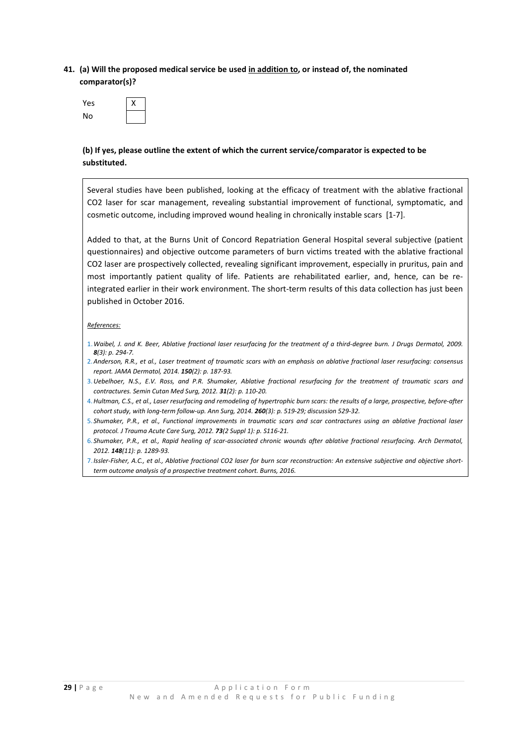**41. (a) Will the proposed medical service be used <u>in addition to</u>, or instead of, the nominated comparator(s)?**

| | |
|---|---|
| Yes | X |
| No | |

**(b) If yes, please outline the extent of which the current service/comparator is expected to be substituted.**

Several studies have been published, looking at the efficacy of treatment with the ablative fractional $CO_2$ laser for scar management, revealing substantial improvement of functional, symptomatic, and cosmetic outcome, including improved wound healing in chronically instable scars [1-7].

Added to that, at the Burns Unit of Concord Repatriation General Hospital several subjective (patient questionnaires) and objective outcome parameters of burn victims treated with the ablative fractional $CO_2$ laser are prospectively collected, revealing significant improvement, especially in pruritus, pain and most importantly patient quality of life. Patients are rehabilitated earlier, and, hence, can be re-integrated earlier in their work environment. The short-term results of this data collection has just been published in October 2016.

*<u>References:</u>*

1. *Waibel, J. and K. Beer, Ablative fractional laser resurfacing for the treatment of a third-degree burn. J Drugs Dermatol, 2009. **8**(3): p. 294-7.*
2. *Anderson, R.R., et al., Laser treatment of traumatic scars with an emphasis on ablative fractional laser resurfacing: consensus report. JAMA Dermatol, 2014. **150**(2): p. 187-93.*
3. *Uebelhoer, N.S., E.V. Ross, and P.R. Shumaker, Ablative fractional resurfacing for the treatment of traumatic scars and contractures. Semin Cutan Med Surg, 2012. **31**(2): p. 110-20.*
4. *Hultman, C.S., et al., Laser resurfacing and remodeling of hypertrophic burn scars: the results of a large, prospective, before-after cohort study, with long-term follow-up. Ann Surg, 2014. **260**(3): p. 519-29; discussion 529-32.*
5. *Shumaker, P.R., et al., Functional improvements in traumatic scars and scar contractures using an ablative fractional laser protocol. J Trauma Acute Care Surg, 2012. **73**(2 Suppl 1): p. S116-21.*
6. *Shumaker, P.R., et al., Rapid healing of scar-associated chronic wounds after ablative fractional resurfacing. Arch Dermatol, 2012. **148**(11): p. 1289-93.*
7. *Issler-Fisher, A.C., et al., Ablative fractional CO2 laser for burn scar reconstruction: An extensive subjective and objective short-term outcome analysis of a prospective treatment cohort. Burns, 2016.*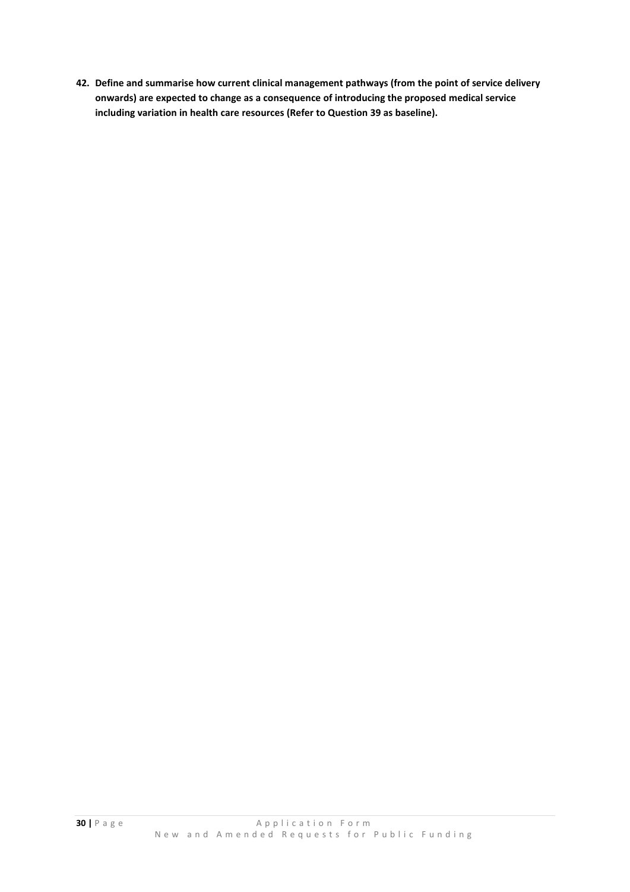**42. Define and summarise how current clinical management pathways (from the point of service delivery onwards) are expected to change as a consequence of introducing the proposed medical service including variation in health care resources (Refer to Question 39 as baseline).**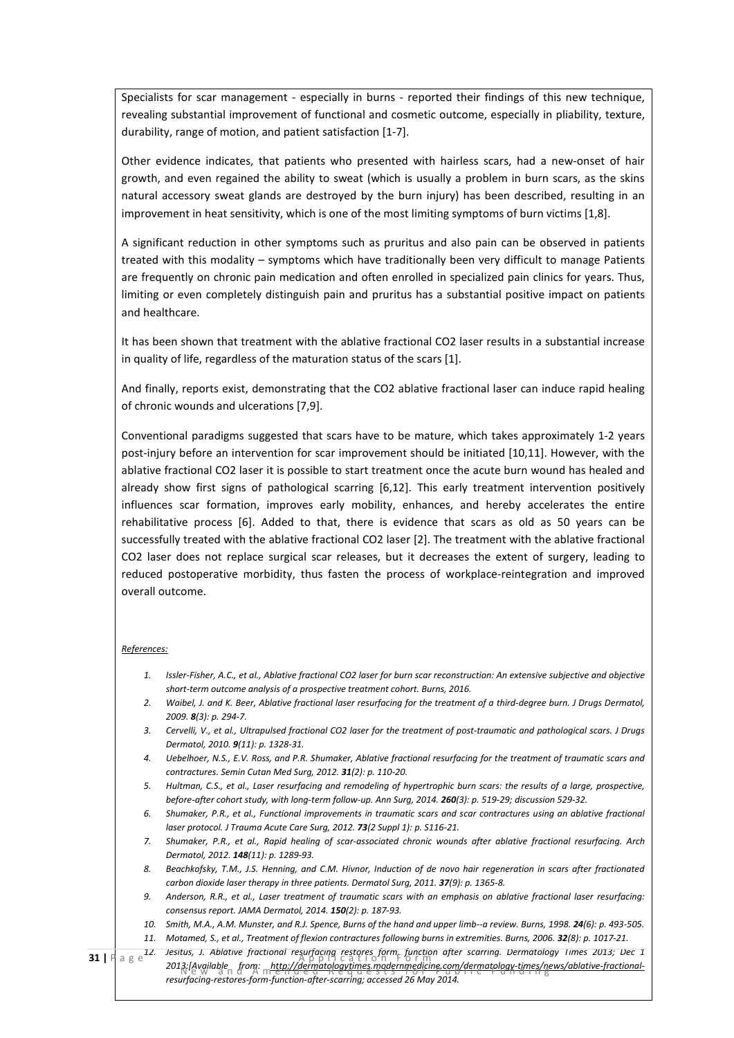Specialists for scar management - especially in burns - reported their findings of this new technique, revealing substantial improvement of functional and cosmetic outcome, especially in pliability, texture, durability, range of motion, and patient satisfaction [1-7].

Other evidence indicates, that patients who presented with hairless scars, had a new-onset of hair growth, and even regained the ability to sweat (which is usually a problem in burn scars, as the skins natural accessory sweat glands are destroyed by the burn injury) has been described, resulting in an improvement in heat sensitivity, which is one of the most limiting symptoms of burn victims [1,8].

A significant reduction in other symptoms such as pruritus and also pain can be observed in patients treated with this modality – symptoms which have traditionally been very difficult to manage Patients are frequently on chronic pain medication and often enrolled in specialized pain clinics for years. Thus, limiting or even completely distinguish pain and pruritus has a substantial positive impact on patients and healthcare.

It has been shown that treatment with the ablative fractional $CO_2$ laser results in a substantial increase in quality of life, regardless of the maturation status of the scars [1].

And finally, reports exist, demonstrating that the $CO_2$ ablative fractional laser can induce rapid healing of chronic wounds and ulcerations [7,9].

Conventional paradigms suggested that scars have to be mature, which takes approximately 1-2 years post-injury before an intervention for scar improvement should be initiated [10,11]. However, with the ablative fractional $CO_2$ laser it is possible to start treatment once the acute burn wound has healed and already show first signs of pathological scarring [6,12]. This early treatment intervention positively influences scar formation, improves early mobility, enhances, and hereby accelerates the entire rehabilitative process [6]. Added to that, there is evidence that scars as old as 50 years can be successfully treated with the ablative fractional $CO_2$ laser [2]. The treatment with the ablative fractional $CO_2$ laser does not replace surgical scar releases, but it decreases the extent of surgery, leading to reduced postoperative morbidity, thus fasten the process of workplace-reintegration and improved overall outcome.

*References:*

1. *Issler-Fisher, A.C., et al., Ablative fractional CO2 laser for burn scar reconstruction: An extensive subjective and objective short-term outcome analysis of a prospective treatment cohort. Burns, 2016.*
2. *Waibel, J. and K. Beer, Ablative fractional laser resurfacing for the treatment of a third-degree burn. J Drugs Dermatol, 2009. **8**(3): p. 294-7.*
3. *Cervelli, V., et al., Ultrapulsed fractional CO2 laser for the treatment of post-traumatic and pathological scars. J Drugs Dermatol, 2010. **9**(11): p. 1328-31.*
4. *Uebelhoer, N.S., E.V. Ross, and P.R. Shumaker, Ablative fractional resurfacing for the treatment of traumatic scars and contractures. Semin Cutan Med Surg, 2012. **31**(2): p. 110-20.*
5. *Hultman, C.S., et al., Laser resurfacing and remodeling of hypertrophic burn scars: the results of a large, prospective, before-after cohort study, with long-term follow-up. Ann Surg, 2014. **260**(3): p. 519-29; discussion 529-32.*
6. *Shumaker, P.R., et al., Functional improvements in traumatic scars and scar contractures using an ablative fractional laser protocol. J Trauma Acute Care Surg, 2012. **73**(2 Suppl 1): p. S116-21.*
7. *Shumaker, P.R., et al., Rapid healing of scar-associated chronic wounds after ablative fractional resurfacing. Arch Dermatol, 2012. **148**(11): p. 1289-93.*
8. *Beachkofsky, T.M., J.S. Henning, and C.M. Hivnor, Induction of de novo hair regeneration in scars after fractionated carbon dioxide laser therapy in three patients. Dermatol Surg, 2011. **37**(9): p. 1365-8.*
9. *Anderson, R.R., et al., Laser treatment of traumatic scars with an emphasis on ablative fractional laser resurfacing: consensus report. JAMA Dermatol, 2014. **150**(2): p. 187-93.*
10. *Smith, M.A., A.M. Munster, and R.J. Spence, Burns of the hand and upper limb--a review. Burns, 1998. **24**(6): p. 493-505.*
11. *Motamed, S., et al., Treatment of flexion contractures following burns in extremities. Burns, 2006. **32**(8): p. 1017-21.*
12. *Jesitus, J. Ablative fractional resurfacing restores form, function after scarring. Dermatology Times 2013; Dec 1 2013:[Available from: http://dermatologytimes.modernmedicine.com/dermatology-times/news/ablative-fractional-resurfacing-restores-form-function-after-scarring; accessed 26 May 2014.*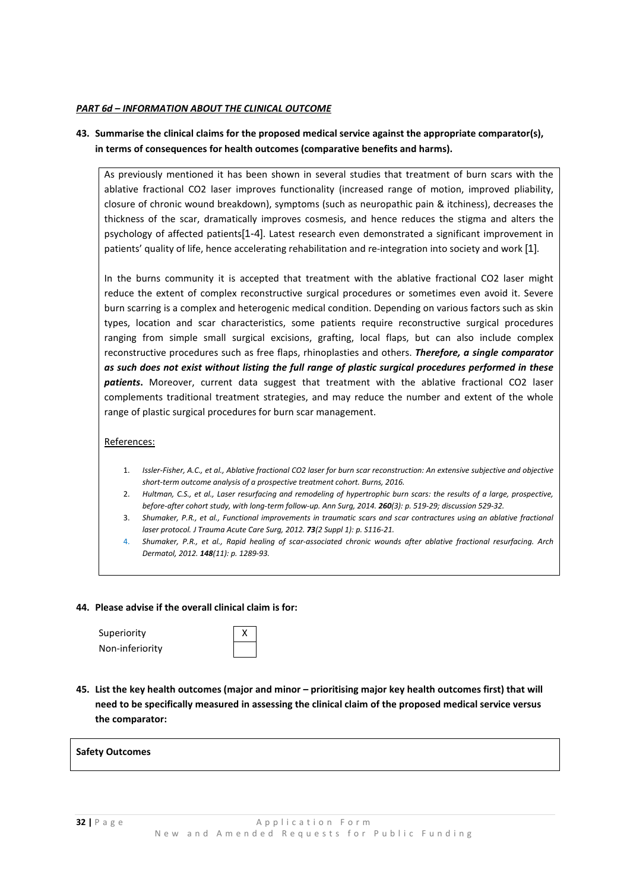***PART 6d – INFORMATION ABOUT THE CLINICAL OUTCOME***

**43. Summarise the clinical claims for the proposed medical service against the appropriate comparator(s), in terms of consequences for health outcomes (comparative benefits and harms).**

As previously mentioned it has been shown in several studies that treatment of burn scars with the ablative fractional $CO_2$ laser improves functionality (increased range of motion, improved pliability, closure of chronic wound breakdown), symptoms (such as neuropathic pain & itchiness), decreases the thickness of the scar, dramatically improves cosmesis, and hence reduces the stigma and alters the psychology of affected patients[1-4]. Latest research even demonstrated a significant improvement in patients' quality of life, hence accelerating rehabilitation and re-integration into society and work [1].

In the burns community it is accepted that treatment with the ablative fractional $CO_2$ laser might reduce the extent of complex reconstructive surgical procedures or sometimes even avoid it. Severe burn scarring is a complex and heterogenic medical condition. Depending on various factors such as skin types, location and scar characteristics, some patients require reconstructive surgical procedures ranging from simple small surgical excisions, grafting, local flaps, but can also include complex reconstructive procedures such as free flaps, rhinoplasties and others. ***Therefore, a single comparator as such does not exist without listing the full range of plastic surgical procedures performed in these patients***. Moreover, current data suggest that treatment with the ablative fractional $CO_2$ laser complements traditional treatment strategies, and may reduce the number and extent of the whole range of plastic surgical procedures for burn scar management.

References:

1. *Issler-Fisher, A.C., et al., Ablative fractional CO2 laser for burn scar reconstruction: An extensive subjective and objective short-term outcome analysis of a prospective treatment cohort. Burns, 2016.*
2. *Hultman, C.S., et al., Laser resurfacing and remodeling of hypertrophic burn scars: the results of a large, prospective, before-after cohort study, with long-term follow-up. Ann Surg, 2014.* ***260****(3): p. 519-29; discussion 529-32.*
3. *Shumaker, P.R., et al., Functional improvements in traumatic scars and scar contractures using an ablative fractional laser protocol. J Trauma Acute Care Surg, 2012.* ***73****(2 Suppl 1): p. S116-21.*
4. *Shumaker, P.R., et al., Rapid healing of scar-associated chronic wounds after ablative fractional resurfacing. Arch Dermatol, 2012.* ***148****(11): p. 1289-93.*

**44. Please advise if the overall clinical claim is for:**

| | |
|---|---|
| Superiority | X |
| Non-inferiority | |

**45. List the key health outcomes (major and minor – prioritising major key health outcomes first) that will need to be specifically measured in assessing the clinical claim of the proposed medical service versus the comparator:**

| **Safety Outcomes** |
|---|
| |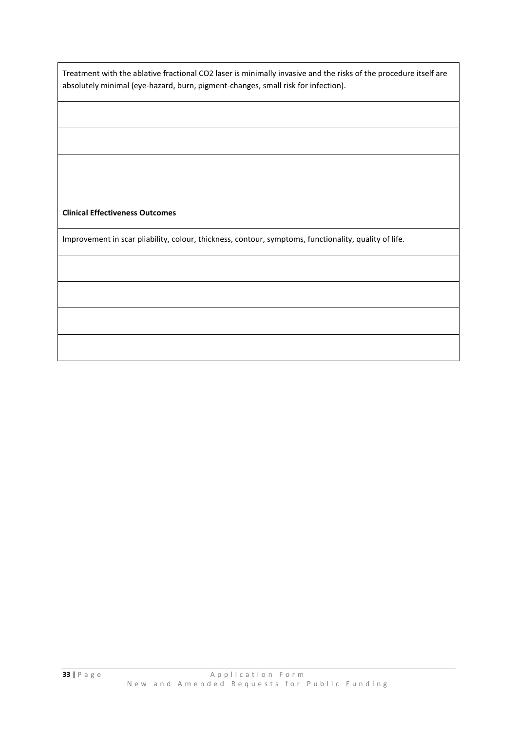| Treatment with the ablative fractional $CO_2$ laser is minimally invasive and the risks of the procedure itself are absolutely minimal (eye-hazard, burn, pigment-changes, small risk for infection). |
| --- |
| |
| |
| |
| **Clinical Effectiveness Outcomes** |
| Improvement in scar pliability, colour, thickness, contour, symptoms, functionality, quality of life. |
| |
| |
| |
| |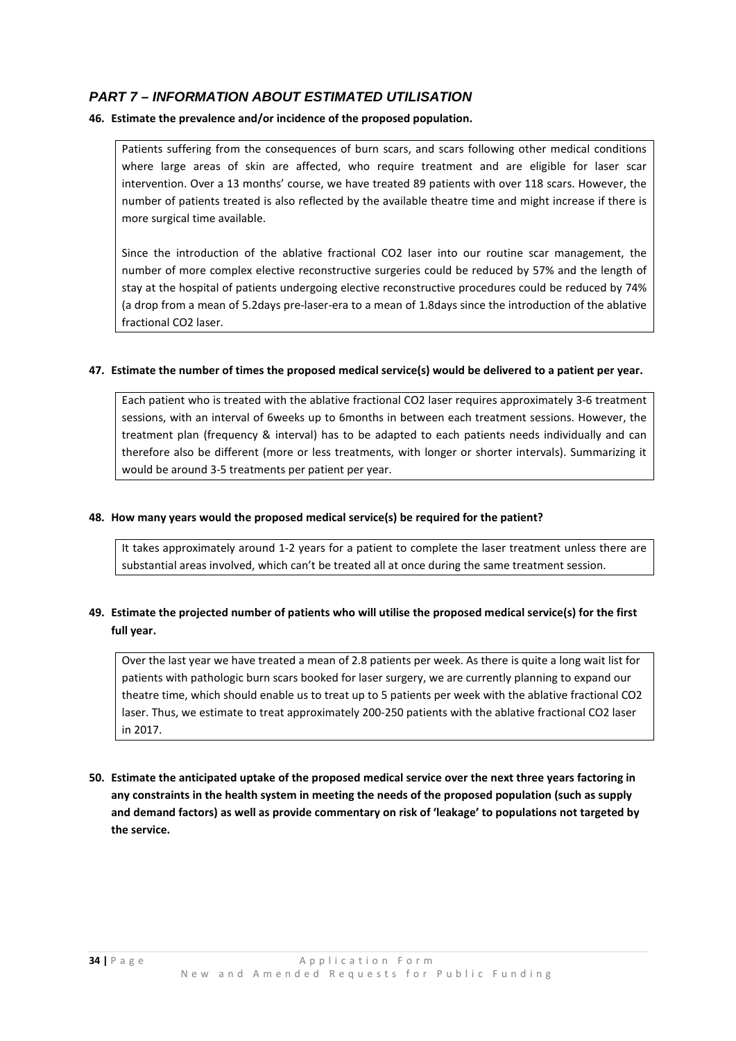## *PART 7 – INFORMATION ABOUT ESTIMATED UTILISATION*

**46. Estimate the prevalence and/or incidence of the proposed population.**

Patients suffering from the consequences of burn scars, and scars following other medical conditions where large areas of skin are affected, who require treatment and are eligible for laser scar intervention. Over a 13 months' course, we have treated 89 patients with over 118 scars. However, the number of patients treated is also reflected by the available theatre time and might increase if there is more surgical time available.

Since the introduction of the ablative fractional CO2 laser into our routine scar management, the number of more complex elective reconstructive surgeries could be reduced by 57% and the length of stay at the hospital of patients undergoing elective reconstructive procedures could be reduced by 74% (a drop from a mean of 5.2days pre-laser-era to a mean of 1.8days since the introduction of the ablative fractional CO2 laser.

**47. Estimate the number of times the proposed medical service(s) would be delivered to a patient per year.**

Each patient who is treated with the ablative fractional CO2 laser requires approximately 3-6 treatment sessions, with an interval of 6weeks up to 6months in between each treatment sessions. However, the treatment plan (frequency & interval) has to be adapted to each patients needs individually and can therefore also be different (more or less treatments, with longer or shorter intervals). Summarizing it would be around 3-5 treatments per patient per year.

**48. How many years would the proposed medical service(s) be required for the patient?**

It takes approximately around 1-2 years for a patient to complete the laser treatment unless there are substantial areas involved, which can't be treated all at once during the same treatment session.

**49. Estimate the projected number of patients who will utilise the proposed medical service(s) for the first full year.**

Over the last year we have treated a mean of 2.8 patients per week. As there is quite a long wait list for patients with pathologic burn scars booked for laser surgery, we are currently planning to expand our theatre time, which should enable us to treat up to 5 patients per week with the ablative fractional CO2 laser. Thus, we estimate to treat approximately 200-250 patients with the ablative fractional CO2 laser in 2017.

**50. Estimate the anticipated uptake of the proposed medical service over the next three years factoring in any constraints in the health system in meeting the needs of the proposed population (such as supply and demand factors) as well as provide commentary on risk of 'leakage' to populations not targeted by the service.**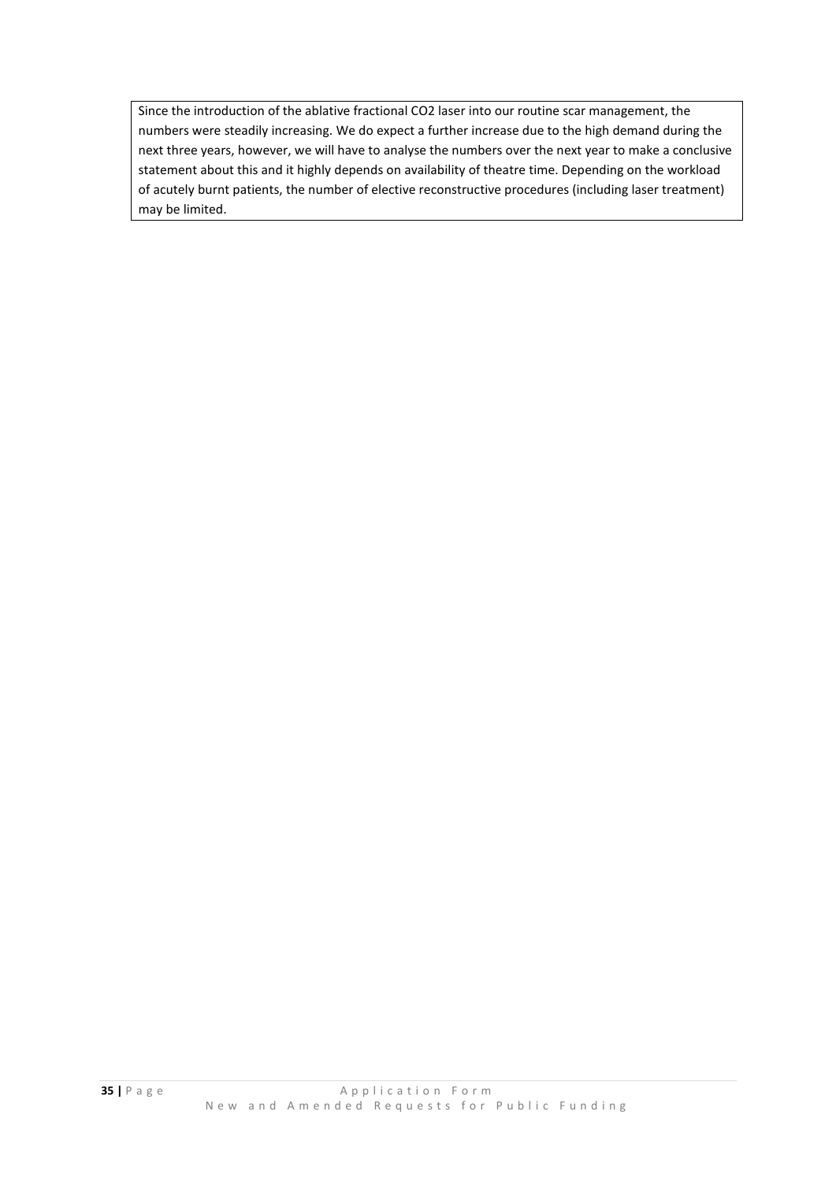Since the introduction of the ablative fractional $CO_2$ laser into our routine scar management, the numbers were steadily increasing. We do expect a further increase due to the high demand during the next three years, however, we will have to analyse the numbers over the next year to make a conclusive statement about this and it highly depends on availability of theatre time. Depending on the workload of acutely burnt patients, the number of elective reconstructive procedures (including laser treatment) may be limited.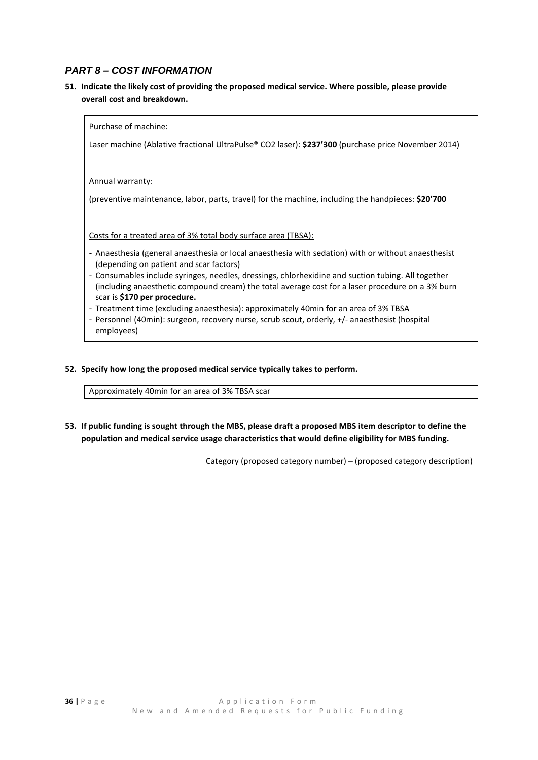## *PART 8 – COST INFORMATION*

**51. Indicate the likely cost of providing the proposed medical service. Where possible, please provide overall cost and breakdown.**

Purchase of machine:

Laser machine (Ablative fractional UltraPulse® $CO_2$ laser): **$237'300** (purchase price November 2014)

Annual warranty:

(preventive maintenance, labor, parts, travel) for the machine, including the handpieces: **$20'700**

Costs for a treated area of 3% total body surface area (TBSA):

- Anaesthesia (general anaesthesia or local anaesthesia with sedation) with or without anaesthesist (depending on patient and scar factors)
- Consumables include syringes, needles, dressings, chlorhexidine and suction tubing. All together (including anaesthetic compound cream) the total average cost for a laser procedure on a 3% burn scar is **$170 per procedure.**
- Treatment time (excluding anaesthesia): approximately 40min for an area of 3% TBSA
- Personnel (40min): surgeon, recovery nurse, scrub scout, orderly, +/- anaesthesist (hospital employees)

**52. Specify how long the proposed medical service typically takes to perform.**

Approximately 40min for an area of 3% TBSA scar

**53. If public funding is sought through the MBS, please draft a proposed MBS item descriptor to define the population and medical service usage characteristics that would define eligibility for MBS funding.**

Category (proposed category number) – (proposed category description)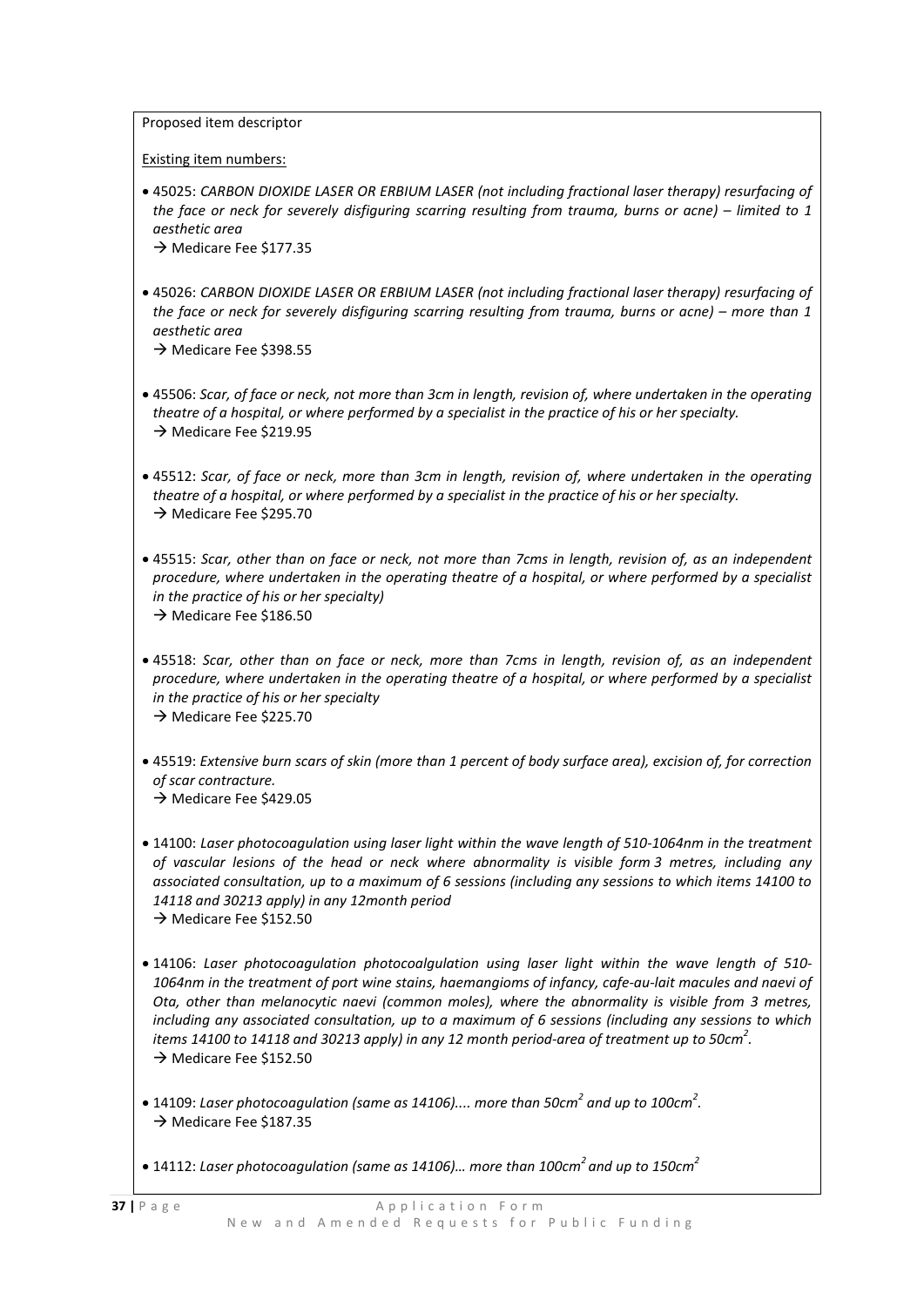Proposed item descriptor

Existing item numbers:

- 45025: *CARBON DIOXIDE LASER OR ERBIUM LASER (not including fractional laser therapy) resurfacing of the face or neck for severely disfiguring scarring resulting from trauma, burns or acne) – limited to 1 aesthetic area*
  → Medicare Fee $177.35

- 45026: *CARBON DIOXIDE LASER OR ERBIUM LASER (not including fractional laser therapy) resurfacing of the face or neck for severely disfiguring scarring resulting from trauma, burns or acne) – more than 1 aesthetic area*
  → Medicare Fee $398.55

- 45506: *Scar, of face or neck, not more than 3cm in length, revision of, where undertaken in the operating theatre of a hospital, or where performed by a specialist in the practice of his or her specialty.*
  → Medicare Fee $219.95

- 45512: *Scar, of face or neck, more than 3cm in length, revision of, where undertaken in the operating theatre of a hospital, or where performed by a specialist in the practice of his or her specialty.*
  → Medicare Fee $295.70

- 45515: *Scar, other than on face or neck, not more than 7cms in length, revision of, as an independent procedure, where undertaken in the operating theatre of a hospital, or where performed by a specialist in the practice of his or her specialty)*
  → Medicare Fee $186.50

- 45518: *Scar, other than on face or neck, more than 7cms in length, revision of, as an independent procedure, where undertaken in the operating theatre of a hospital, or where performed by a specialist in the practice of his or her specialty*
  → Medicare Fee $225.70

- 45519: *Extensive burn scars of skin (more than 1 percent of body surface area), excision of, for correction of scar contracture.*
  → Medicare Fee $429.05

- 14100: *Laser photocoagulation using laser light within the wave length of 510-1064nm in the treatment of vascular lesions of the head or neck where abnormality is visible form 3 metres, including any associated consultation, up to a maximum of 6 sessions (including any sessions to which items 14100 to 14118 and 30213 apply) in any 12month period*
  → Medicare Fee $152.50

- 14106: *Laser photocoagulation photocoalgulation using laser light within the wave length of 510-1064nm in the treatment of port wine stains, haemangioms of infancy, cafe-au-lait macules and naevi of Ota, other than melanocytic naevi (common moles), where the abnormality is visible from 3 metres, including any associated consultation, up to a maximum of 6 sessions (including any sessions to which items 14100 to 14118 and 30213 apply) in any 12 month period-area of treatment up to 50cm$^2$.*
  → Medicare Fee $152.50

- 14109: *Laser photocoagulation (same as 14106).... more than 50cm$^2$ and up to 100cm$^2$.*
  → Medicare Fee $187.35

- 14112: *Laser photocoagulation (same as 14106)… more than 100cm$^2$ and up to 150cm$^2$*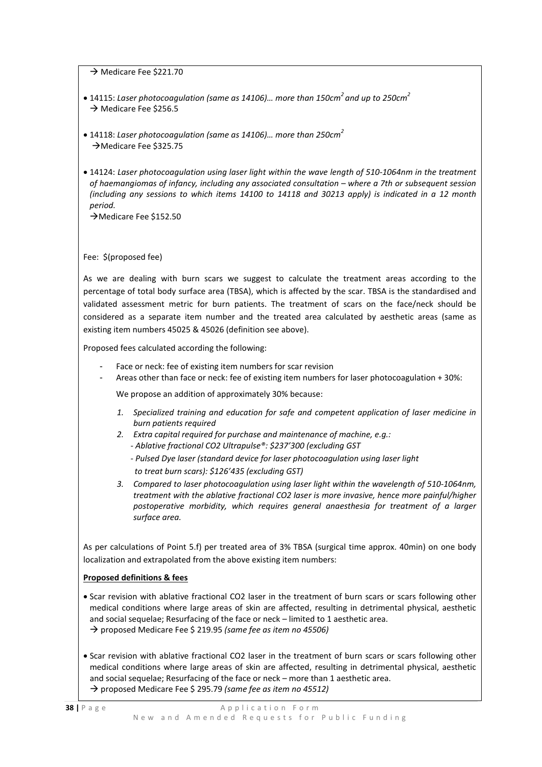→ Medicare Fee $221.70

- 14115: *Laser photocoagulation (same as 14106)… more than 150cm$^2$ and up to 250cm$^2$*
  → Medicare Fee $256.5

- 14118: *Laser photocoagulation (same as 14106)… more than 250cm$^2$*
  →Medicare Fee $325.75

- 14124: *Laser photocoagulation using laser light within the wave length of 510-1064nm in the treatment of haemangiomas of infancy, including any associated consultation – where a 7th or subsequent session (including any sessions to which items 14100 to 14118 and 30213 apply) is indicated in a 12 month period.*
  →Medicare Fee $152.50

Fee: $(proposed fee)

As we are dealing with burn scars we suggest to calculate the treatment areas according to the percentage of total body surface area (TBSA), which is affected by the scar. TBSA is the standardised and validated assessment metric for burn patients. The treatment of scars on the face/neck should be considered as a separate item number and the treated area calculated by aesthetic areas (same as existing item numbers 45025 & 45026 (definition see above).

Proposed fees calculated according the following:

- Face or neck: fee of existing item numbers for scar revision
- Areas other than face or neck: fee of existing item numbers for laser photocoagulation + 30%:

  We propose an addition of approximately 30% because:

  1. *Specialized training and education for safe and competent application of laser medicine in burn patients required*
  2. *Extra capital required for purchase and maintenance of machine, e.g.:*
     *- Ablative fractional CO2 Ultrapulse®: $237'300 (excluding GST*
     *- Pulsed Dye laser (standard device for laser photocoagulation using laser light to treat burn scars): $126'435 (excluding GST)*
  3. *Compared to laser photocoagulation using laser light within the wavelength of 510-1064nm, treatment with the ablative fractional CO2 laser is more invasive, hence more painful/higher postoperative morbidity, which requires general anaesthesia for treatment of a larger surface area.*

As per calculations of Point 5.f) per treated area of 3% TBSA (surgical time approx. 40min) on one body localization and extrapolated from the above existing item numbers:

**Proposed definitions & fees**

- Scar revision with ablative fractional CO2 laser in the treatment of burn scars or scars following other medical conditions where large areas of skin are affected, resulting in detrimental physical, aesthetic and social sequelae; Resurfacing of the face or neck – limited to 1 aesthetic area.
  → proposed Medicare Fee $ 219.95 *(same fee as item no 45506)*

- Scar revision with ablative fractional CO2 laser in the treatment of burn scars or scars following other medical conditions where large areas of skin are affected, resulting in detrimental physical, aesthetic and social sequelae; Resurfacing of the face or neck – more than 1 aesthetic area.
  → proposed Medicare Fee $ 295.79 *(same fee as item no 45512)*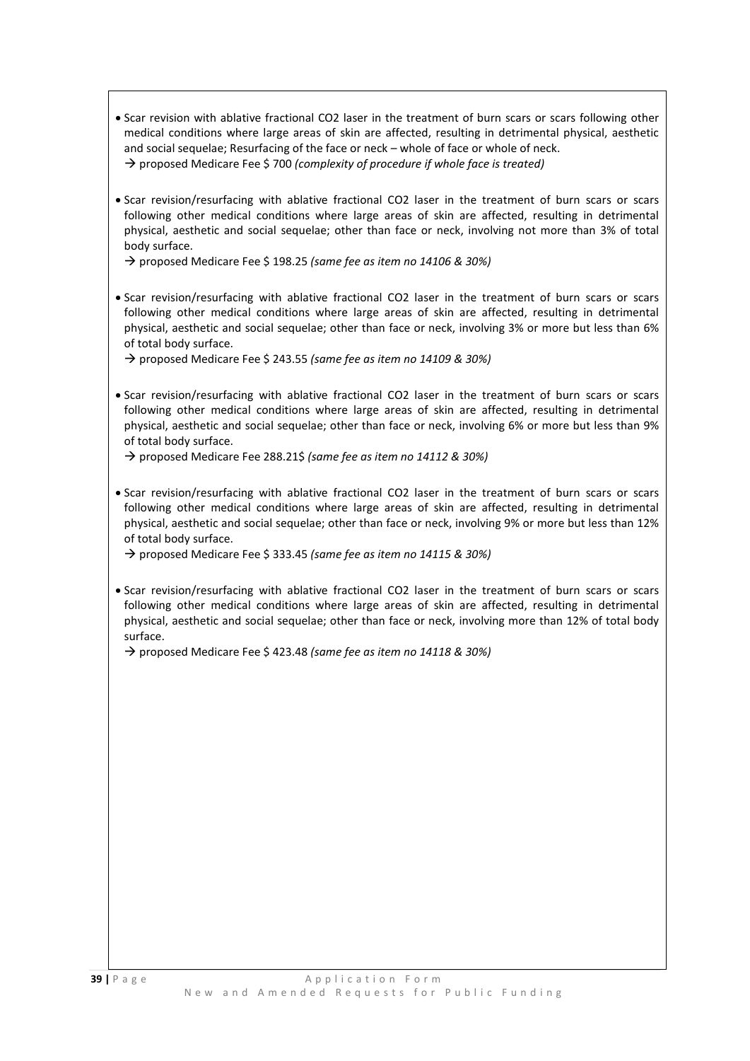- Scar revision with ablative fractional $CO_2$ laser in the treatment of burn scars or scars following other medical conditions where large areas of skin are affected, resulting in detrimental physical, aesthetic and social sequelae; Resurfacing of the face or neck – whole of face or whole of neck.
  → proposed Medicare Fee $ 700 *(complexity of procedure if whole face is treated)*

- Scar revision/resurfacing with ablative fractional $CO_2$ laser in the treatment of burn scars or scars following other medical conditions where large areas of skin are affected, resulting in detrimental physical, aesthetic and social sequelae; other than face or neck, involving not more than 3% of total body surface.
  → proposed Medicare Fee $ 198.25 *(same fee as item no 14106 & 30%)*

- Scar revision/resurfacing with ablative fractional $CO_2$ laser in the treatment of burn scars or scars following other medical conditions where large areas of skin are affected, resulting in detrimental physical, aesthetic and social sequelae; other than face or neck, involving 3% or more but less than 6% of total body surface.
  → proposed Medicare Fee $ 243.55 *(same fee as item no 14109 & 30%)*

- Scar revision/resurfacing with ablative fractional $CO_2$ laser in the treatment of burn scars or scars following other medical conditions where large areas of skin are affected, resulting in detrimental physical, aesthetic and social sequelae; other than face or neck, involving 6% or more but less than 9% of total body surface.
  → proposed Medicare Fee 288.21$ *(same fee as item no 14112 & 30%)*

- Scar revision/resurfacing with ablative fractional $CO_2$ laser in the treatment of burn scars or scars following other medical conditions where large areas of skin are affected, resulting in detrimental physical, aesthetic and social sequelae; other than face or neck, involving 9% or more but less than 12% of total body surface.
  → proposed Medicare Fee $ 333.45 *(same fee as item no 14115 & 30%)*

- Scar revision/resurfacing with ablative fractional $CO_2$ laser in the treatment of burn scars or scars following other medical conditions where large areas of skin are affected, resulting in detrimental physical, aesthetic and social sequelae; other than face or neck, involving more than 12% of total body surface.
  → proposed Medicare Fee $ 423.48 *(same fee as item no 14118 & 30%)*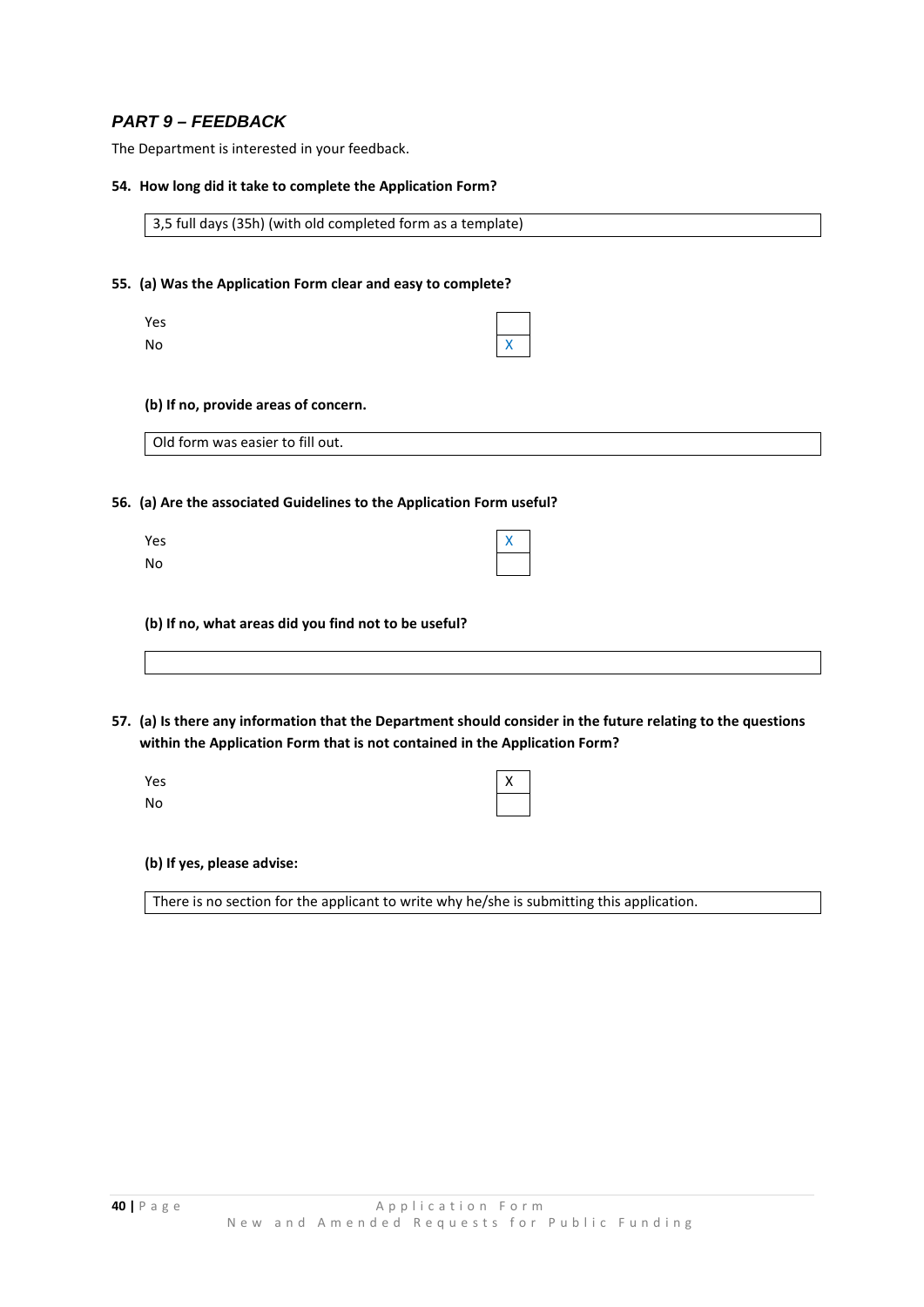## *PART 9 – FEEDBACK*

The Department is interested in your feedback.

**54. How long did it take to complete the Application Form?**

| |
|---|
| 3,5 full days (35h) (with old completed form as a template) |

**55. (a) Was the Application Form clear and easy to complete?**

| | |
|---|---|
| Yes | |
| No | X |

**(b) If no, provide areas of concern.**

| |
|---|
| Old form was easier to fill out. |

**56. (a) Are the associated Guidelines to the Application Form useful?**

| | |
|---|---|
| Yes | X |
| No | |

**(b) If no, what areas did you find not to be useful?**

| |
|---|
| |

**57. (a) Is there any information that the Department should consider in the future relating to the questions within the Application Form that is not contained in the Application Form?**

| | |
|---|---|
| Yes | X |
| No | |

**(b) If yes, please advise:**

| |
|---|
| There is no section for the applicant to write why he/she is submitting this application. |